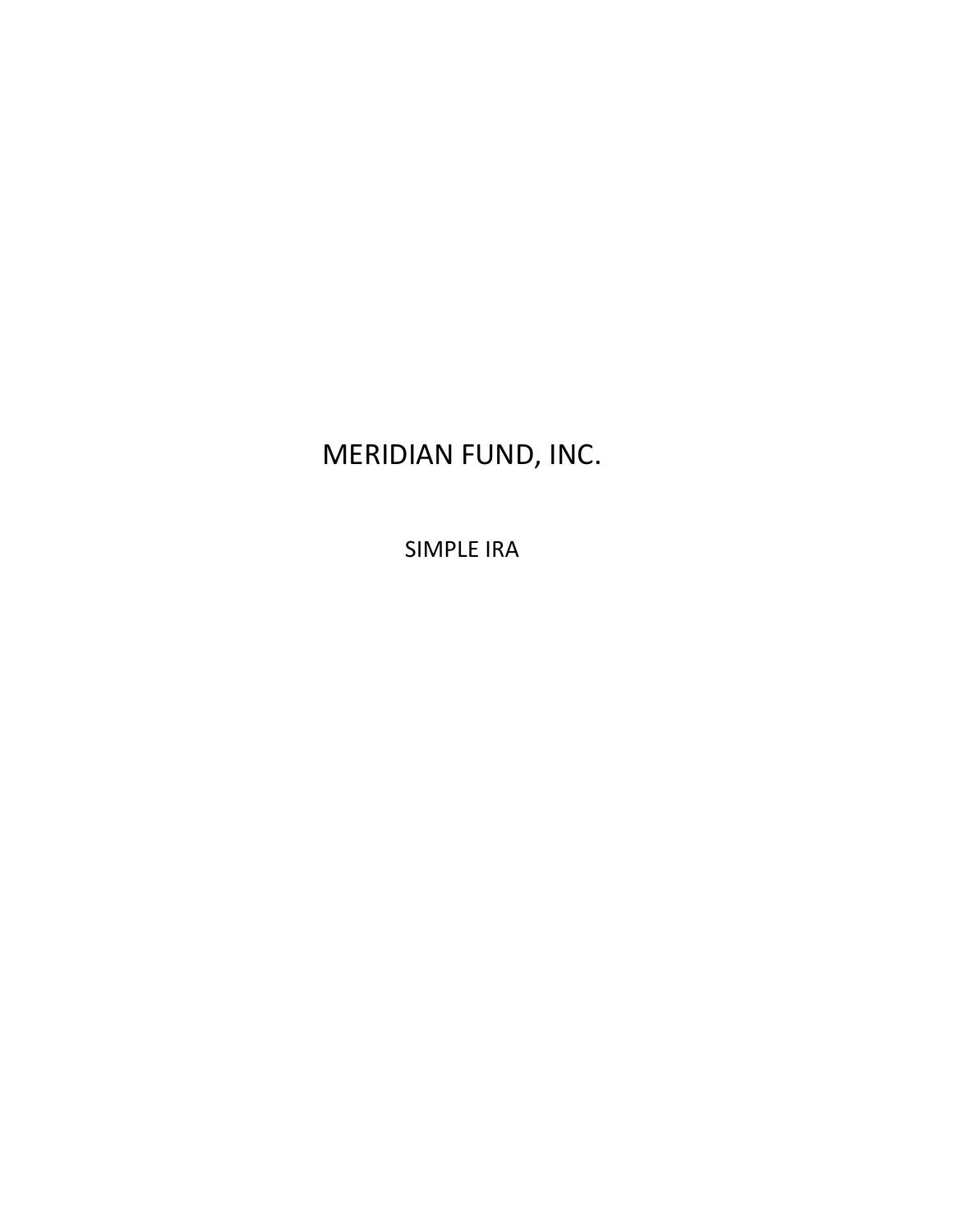# MERIDIAN FUND, INC.

## SIMPLE IRA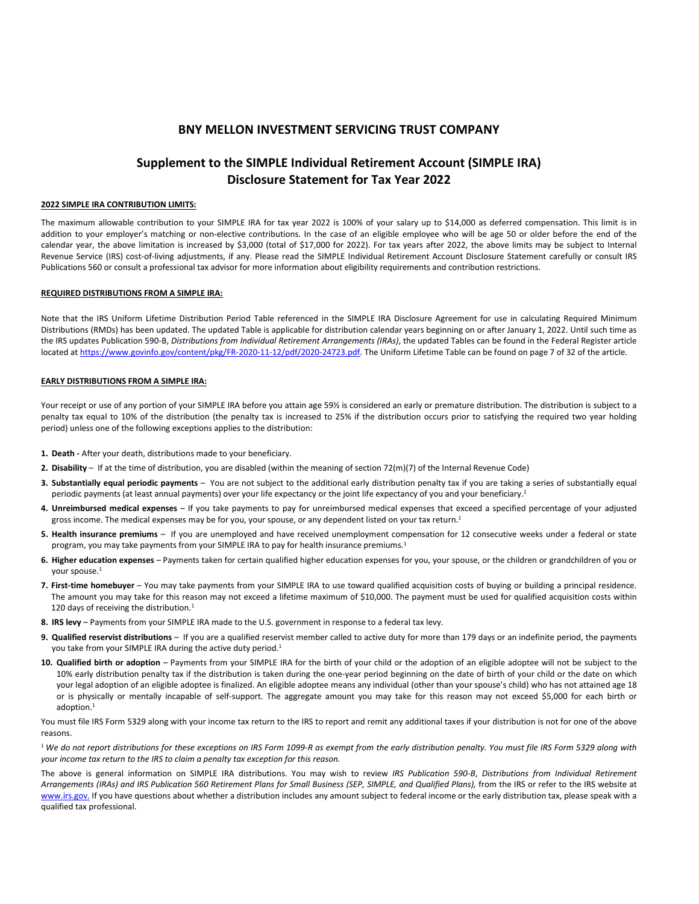# BNY MELLON INVESTMENT SERVICING TRUST COMPANY

## Supplement to the SIMPLE Individual Retirement Account (SIMPLE IRA) Disclosure Statement for Tax Year 2022

### 2022 SIMPLE IRA CONTRIBUTION LIMITS:

The maximum allowable contribution to your SIMPLE IRA for tax year 2022 is 100% of your salary up to $14,000 as deferred compensation. This limit is in addition to your employer's matching or non-elective contributions. In the case of an eligible employee who will be age 50 or older before the end of the calendar year, the above limitation is increased by $3,000 (total of $17,000 for 2022). For tax years after 2022, the above limits may be subject to Internal Revenue Service (IRS) cost-of-living adjustments, if any. Please read the SIMPLE Individual Retirement Account Disclosure Statement carefully or consult IRS Publications 560 or consult a professional tax advisor for more information about eligibility requirements and contribution restrictions.

### REQUIRED DISTRIBUTIONS FROM A SIMPLE IRA:

Note that the IRS Uniform Lifetime Distribution Period Table referenced in the SIMPLE IRA Disclosure Agreement for use in calculating Required Minimum Distributions (RMDs) has been updated. The updated Table is applicable for distribution calendar years beginning on or after January 1, 2022. Until such time as the IRS updates Publication 590-B, *Distributions from Individual Retirement Arrangements (IRAs)*, the updated Tables can be found in the Federal Register article located at https://www.govinfo.gov/content/pkg/FR-2020-11-12/pdf/2020-24723.pdf. The Uniform Lifetime Table can be found on page 7 of 32 of the article.

### EARLY DISTRIBUTIONS FROM A SIMPLE IRA:

Your receipt or use of any portion of your SIMPLE IRA before you attain age 59½ is considered an early or premature distribution. The distribution is subject to a penalty tax equal to 10% of the distribution (the penalty tax is increased to 25% if the distribution occurs prior to satisfying the required two year holding period) unless one of the following exceptions applies to the distribution:

1. **Death -** After your death, distributions made to your beneficiary.
2. **Disability** – If at the time of distribution, you are disabled (within the meaning of section 72(m)(7) of the Internal Revenue Code)
3. **Substantially equal periodic payments** – You are not subject to the additional early distribution penalty tax if you are taking a series of substantially equal periodic payments (at least annual payments) over your life expectancy or the joint life expectancy of you and your beneficiary.[1]
4. **Unreimbursed medical expenses** – If you take payments to pay for unreimbursed medical expenses that exceed a specified percentage of your adjusted gross income. The medical expenses may be for you, your spouse, or any dependent listed on your tax return.[1]
5. **Health insurance premiums** – If you are unemployed and have received unemployment compensation for 12 consecutive weeks under a federal or state program, you may take payments from your SIMPLE IRA to pay for health insurance premiums.[1]
6. **Higher education expenses** – Payments taken for certain qualified higher education expenses for you, your spouse, or the children or grandchildren of you or your spouse.[1]
7. **First-time homebuyer** – You may take payments from your SIMPLE IRA to use toward qualified acquisition costs of buying or building a principal residence. The amount you may take for this reason may not exceed a lifetime maximum of $10,000. The payment must be used for qualified acquisition costs within 120 days of receiving the distribution.[1]
8. **IRS levy** – Payments from your SIMPLE IRA made to the U.S. government in response to a federal tax levy.
9. **Qualified reservist distributions** – If you are a qualified reservist member called to active duty for more than 179 days or an indefinite period, the payments you take from your SIMPLE IRA during the active duty period.[1]
10. **Qualified birth or adoption** – Payments from your SIMPLE IRA for the birth of your child or the adoption of an eligible adoptee will not be subject to the 10% early distribution penalty tax if the distribution is taken during the one-year period beginning on the date of birth of your child or the date on which your legal adoption of an eligible adoptee is finalized. An eligible adoptee means any individual (other than your spouse's child) who has not attained age 18 or is physically or mentally incapable of self-support. The aggregate amount you may take for this reason may not exceed $5,000 for each birth or adoption.[1]

You must file IRS Form 5329 along with your income tax return to the IRS to report and remit any additional taxes if your distribution is not for one of the above reasons.

[1] *We do not report distributions for these exceptions on IRS Form 1099-R as exempt from the early distribution penalty. You must file IRS Form 5329 along with your income tax return to the IRS to claim a penalty tax exception for this reason.*

The above is general information on SIMPLE IRA distributions. You may wish to review *IRS Publication 590-B*, *Distributions from Individual Retirement Arrangements (IRAs) and IRS Publication 560 Retirement Plans for Small Business (SEP, SIMPLE, and Qualified Plans),* from the IRS or refer to the IRS website at www.irs.gov. If you have questions about whether a distribution includes any amount subject to federal income or the early distribution tax, please speak with a qualified tax professional.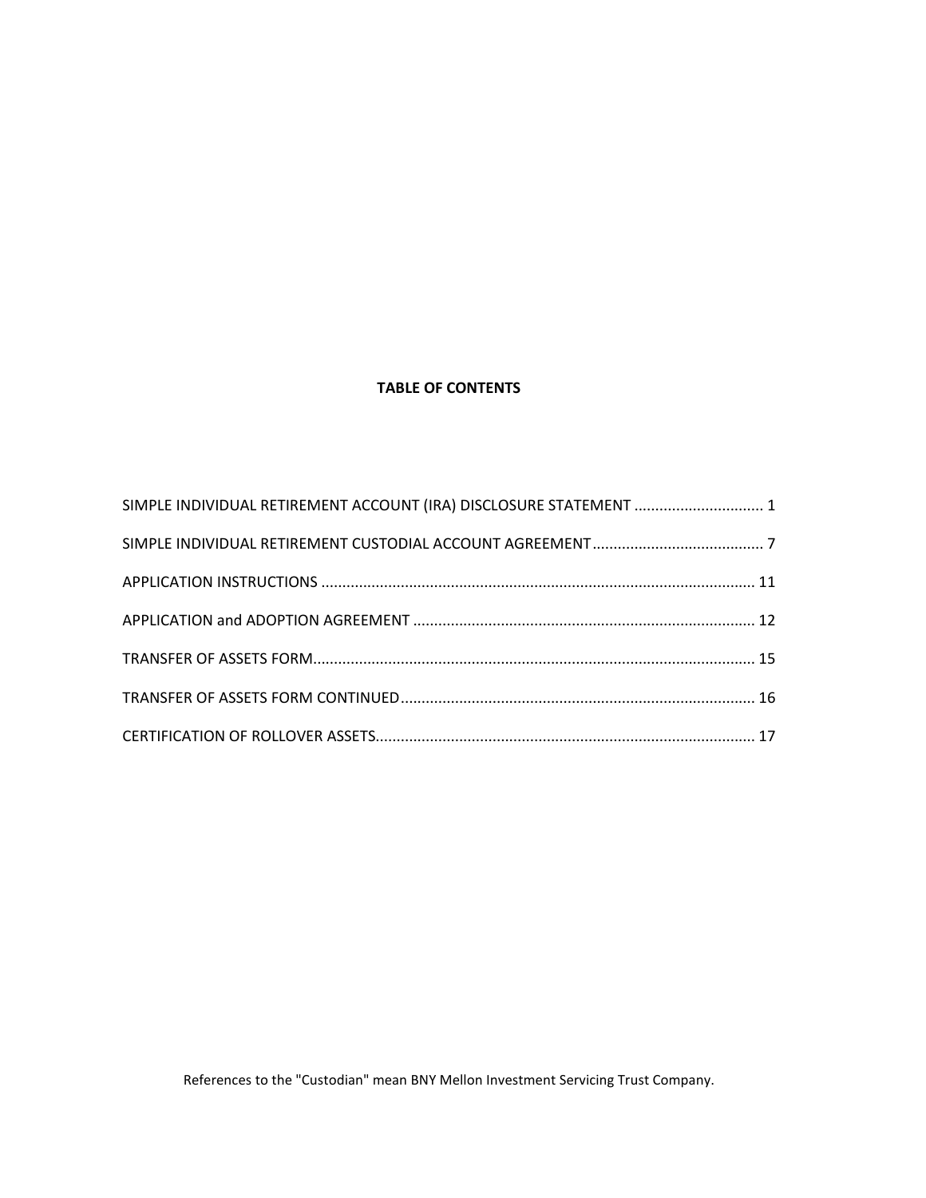**TABLE OF CONTENTS**

SIMPLE INDIVIDUAL RETIREMENT ACCOUNT (IRA) DISCLOSURE STATEMENT ............................... 1

SIMPLE INDIVIDUAL RETIREMENT CUSTODIAL ACCOUNT AGREEMENT......................................... 7

APPLICATION INSTRUCTIONS ....................................................................................................... 11

APPLICATION and ADOPTION AGREEMENT .................................................................................. 12

TRANSFER OF ASSETS FORM......................................................................................................... 15

TRANSFER OF ASSETS FORM CONTINUED.................................................................................... 16

CERTIFICATION OF ROLLOVER ASSETS.......................................................................................... 17

References to the "Custodian" mean BNY Mellon Investment Servicing Trust Company.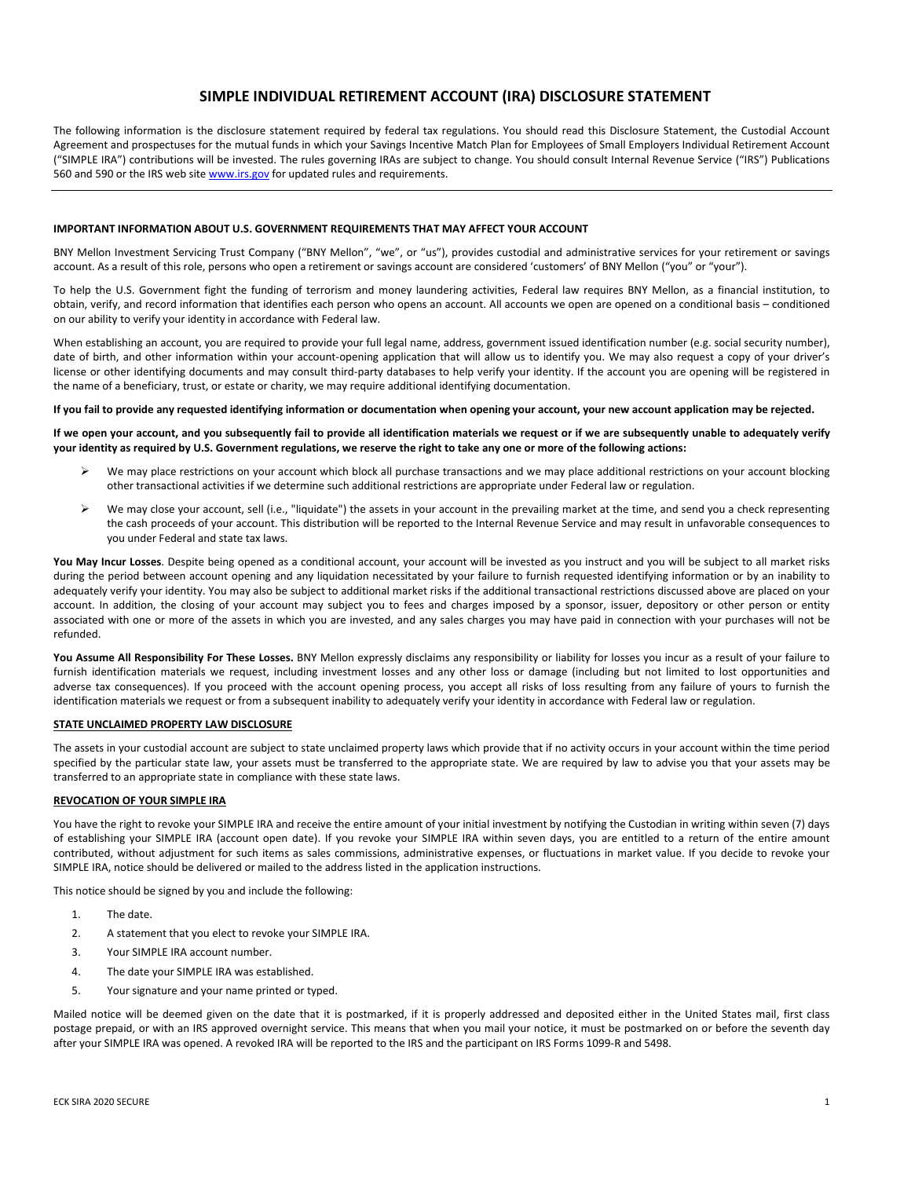# SIMPLE INDIVIDUAL RETIREMENT ACCOUNT (IRA) DISCLOSURE STATEMENT

The following information is the disclosure statement required by federal tax regulations. You should read this Disclosure Statement, the Custodial Account Agreement and prospectuses for the mutual funds in which your Savings Incentive Match Plan for Employees of Small Employers Individual Retirement Account ("SIMPLE IRA") contributions will be invested. The rules governing IRAs are subject to change. You should consult Internal Revenue Service ("IRS") Publications 560 and 590 or the IRS web site www.irs.gov for updated rules and requirements.

---

**IMPORTANT INFORMATION ABOUT U.S. GOVERNMENT REQUIREMENTS THAT MAY AFFECT YOUR ACCOUNT**

BNY Mellon Investment Servicing Trust Company ("BNY Mellon", "we", or "us"), provides custodial and administrative services for your retirement or savings account. As a result of this role, persons who open a retirement or savings account are considered 'customers' of BNY Mellon ("you" or "your").

To help the U.S. Government fight the funding of terrorism and money laundering activities, Federal law requires BNY Mellon, as a financial institution, to obtain, verify, and record information that identifies each person who opens an account. All accounts we open are opened on a conditional basis – conditioned on our ability to verify your identity in accordance with Federal law.

When establishing an account, you are required to provide your full legal name, address, government issued identification number (e.g. social security number), date of birth, and other information within your account-opening application that will allow us to identify you. We may also request a copy of your driver's license or other identifying documents and may consult third-party databases to help verify your identity. If the account you are opening will be registered in the name of a beneficiary, trust, or estate or charity, we may require additional identifying documentation.

**If you fail to provide any requested identifying information or documentation when opening your account, your new account application may be rejected.**

**If we open your account, and you subsequently fail to provide all identification materials we request or if we are subsequently unable to adequately verify your identity as required by U.S. Government regulations, we reserve the right to take any one or more of the following actions:**

- We may place restrictions on your account which block all purchase transactions and we may place additional restrictions on your account blocking other transactional activities if we determine such additional restrictions are appropriate under Federal law or regulation.
- We may close your account, sell (i.e., "liquidate") the assets in your account in the prevailing market at the time, and send you a check representing the cash proceeds of your account. This distribution will be reported to the Internal Revenue Service and may result in unfavorable consequences to you under Federal and state tax laws.

**You May Incur Losses**. Despite being opened as a conditional account, your account will be invested as you instruct and you will be subject to all market risks during the period between account opening and any liquidation necessitated by your failure to furnish requested identifying information or by an inability to adequately verify your identity. You may also be subject to additional market risks if the additional transactional restrictions discussed above are placed on your account. In addition, the closing of your account may subject you to fees and charges imposed by a sponsor, issuer, depository or other person or entity associated with one or more of the assets in which you are invested, and any sales charges you may have paid in connection with your purchases will not be refunded.

**You Assume All Responsibility For These Losses.** BNY Mellon expressly disclaims any responsibility or liability for losses you incur as a result of your failure to furnish identification materials we request, including investment losses and any other loss or damage (including but not limited to lost opportunities and adverse tax consequences). If you proceed with the account opening process, you accept all risks of loss resulting from any failure of yours to furnish the identification materials we request or from a subsequent inability to adequately verify your identity in accordance with Federal law or regulation.

**STATE UNCLAIMED PROPERTY LAW DISCLOSURE**

The assets in your custodial account are subject to state unclaimed property laws which provide that if no activity occurs in your account within the time period specified by the particular state law, your assets must be transferred to the appropriate state. We are required by law to advise you that your assets may be transferred to an appropriate state in compliance with these state laws.

**REVOCATION OF YOUR SIMPLE IRA**

You have the right to revoke your SIMPLE IRA and receive the entire amount of your initial investment by notifying the Custodian in writing within seven (7) days of establishing your SIMPLE IRA (account open date). If you revoke your SIMPLE IRA within seven days, you are entitled to a return of the entire amount contributed, without adjustment for such items as sales commissions, administrative expenses, or fluctuations in market value. If you decide to revoke your SIMPLE IRA, notice should be delivered or mailed to the address listed in the application instructions.

This notice should be signed by you and include the following:

1. The date.
2. A statement that you elect to revoke your SIMPLE IRA.
3. Your SIMPLE IRA account number.
4. The date your SIMPLE IRA was established.
5. Your signature and your name printed or typed.

Mailed notice will be deemed given on the date that it is postmarked, if it is properly addressed and deposited either in the United States mail, first class postage prepaid, or with an IRS approved overnight service. This means that when you mail your notice, it must be postmarked on or before the seventh day after your SIMPLE IRA was opened. A revoked IRA will be reported to the IRS and the participant on IRS Forms 1099-R and 5498.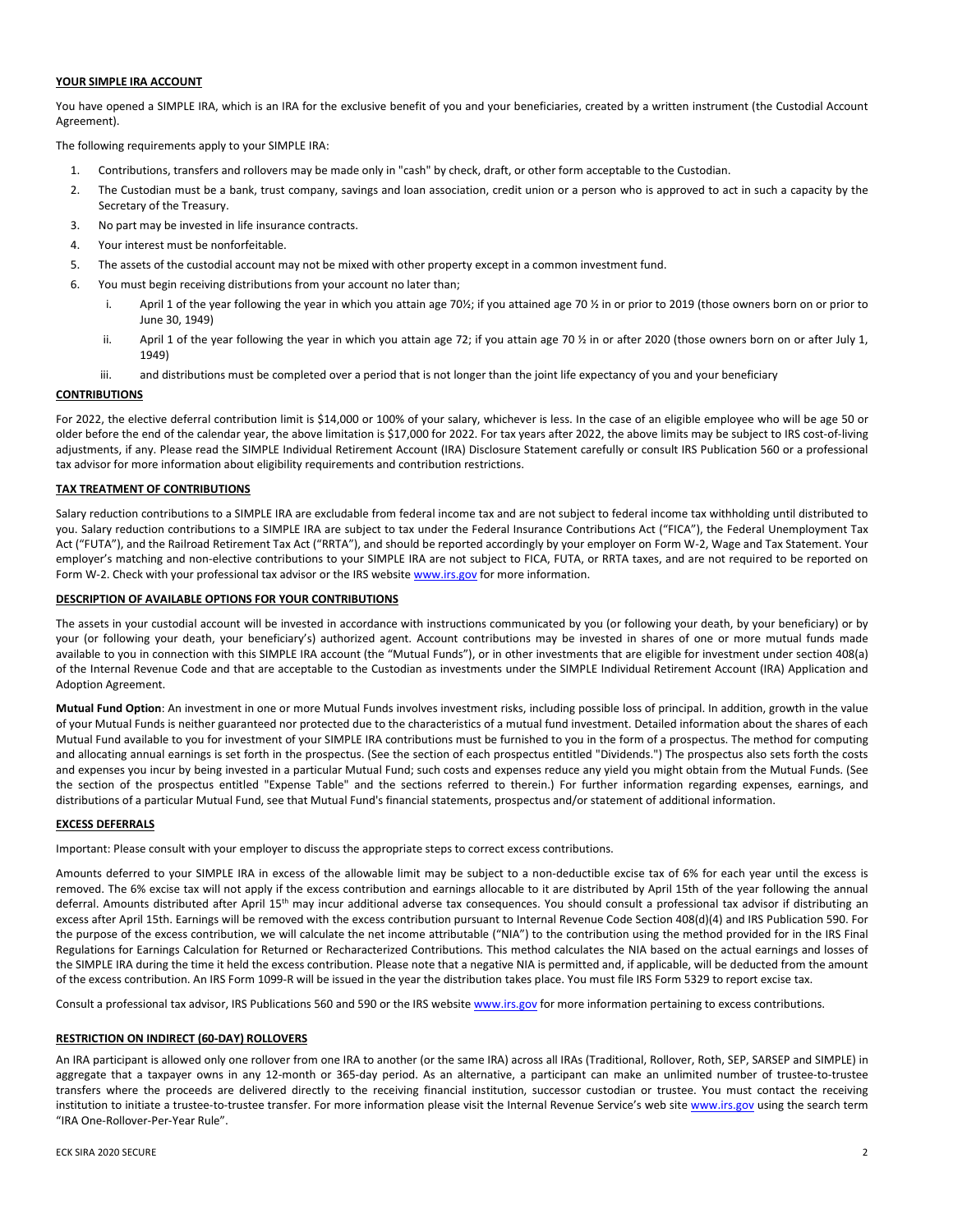**YOUR SIMPLE IRA ACCOUNT**

You have opened a SIMPLE IRA, which is an IRA for the exclusive benefit of you and your beneficiaries, created by a written instrument (the Custodial Account Agreement).

The following requirements apply to your SIMPLE IRA:

1. Contributions, transfers and rollovers may be made only in "cash" by check, draft, or other form acceptable to the Custodian.
2. The Custodian must be a bank, trust company, savings and loan association, credit union or a person who is approved to act in such a capacity by the Secretary of the Treasury.
3. No part may be invested in life insurance contracts.
4. Your interest must be nonforfeitable.
5. The assets of the custodial account may not be mixed with other property except in a common investment fund.
6. You must begin receiving distributions from your account no later than;
   i. April 1 of the year following the year in which you attain age 70½; if you attained age 70 ½ in or prior to 2019 (those owners born on or prior to June 30, 1949)
   ii. April 1 of the year following the year in which you attain age 72; if you attain age 70 ½ in or after 2020 (those owners born on or after July 1, 1949)
   iii. and distributions must be completed over a period that is not longer than the joint life expectancy of you and your beneficiary

**CONTRIBUTIONS**

For 2022, the elective deferral contribution limit is $14,000 or 100% of your salary, whichever is less. In the case of an eligible employee who will be age 50 or older before the end of the calendar year, the above limitation is $17,000 for 2022. For tax years after 2022, the above limits may be subject to IRS cost-of-living adjustments, if any. Please read the SIMPLE Individual Retirement Account (IRA) Disclosure Statement carefully or consult IRS Publication 560 or a professional tax advisor for more information about eligibility requirements and contribution restrictions.

**TAX TREATMENT OF CONTRIBUTIONS**

Salary reduction contributions to a SIMPLE IRA are excludable from federal income tax and are not subject to federal income tax withholding until distributed to you. Salary reduction contributions to a SIMPLE IRA are subject to tax under the Federal Insurance Contributions Act ("FICA"), the Federal Unemployment Tax Act ("FUTA"), and the Railroad Retirement Tax Act ("RRTA"), and should be reported accordingly by your employer on Form W-2, Wage and Tax Statement. Your employer's matching and non-elective contributions to your SIMPLE IRA are not subject to FICA, FUTA, or RRTA taxes, and are not required to be reported on Form W-2. Check with your professional tax advisor or the IRS website www.irs.gov for more information.

**DESCRIPTION OF AVAILABLE OPTIONS FOR YOUR CONTRIBUTIONS**

The assets in your custodial account will be invested in accordance with instructions communicated by you (or following your death, by your beneficiary) or by your (or following your death, your beneficiary's) authorized agent. Account contributions may be invested in shares of one or more mutual funds made available to you in connection with this SIMPLE IRA account (the "Mutual Funds"), or in other investments that are eligible for investment under section 408(a) of the Internal Revenue Code and that are acceptable to the Custodian as investments under the SIMPLE Individual Retirement Account (IRA) Application and Adoption Agreement.

**Mutual Fund Option**: An investment in one or more Mutual Funds involves investment risks, including possible loss of principal. In addition, growth in the value of your Mutual Funds is neither guaranteed nor protected due to the characteristics of a mutual fund investment. Detailed information about the shares of each Mutual Fund available to you for investment of your SIMPLE IRA contributions must be furnished to you in the form of a prospectus. The method for computing and allocating annual earnings is set forth in the prospectus. (See the section of each prospectus entitled "Dividends.") The prospectus also sets forth the costs and expenses you incur by being invested in a particular Mutual Fund; such costs and expenses reduce any yield you might obtain from the Mutual Funds. (See the section of the prospectus entitled "Expense Table" and the sections referred to therein.) For further information regarding expenses, earnings, and distributions of a particular Mutual Fund, see that Mutual Fund's financial statements, prospectus and/or statement of additional information.

**EXCESS DEFERRALS**

Important: Please consult with your employer to discuss the appropriate steps to correct excess contributions.

Amounts deferred to your SIMPLE IRA in excess of the allowable limit may be subject to a non-deductible excise tax of 6% for each year until the excess is removed. The 6% excise tax will not apply if the excess contribution and earnings allocable to it are distributed by April 15th of the year following the annual deferral. Amounts distributed after April 15th may incur additional adverse tax consequences. You should consult a professional tax advisor if distributing an excess after April 15th. Earnings will be removed with the excess contribution pursuant to Internal Revenue Code Section 408(d)(4) and IRS Publication 590. For the purpose of the excess contribution, we will calculate the net income attributable ("NIA") to the contribution using the method provided for in the IRS Final Regulations for Earnings Calculation for Returned or Recharacterized Contributions. This method calculates the NIA based on the actual earnings and losses of the SIMPLE IRA during the time it held the excess contribution. Please note that a negative NIA is permitted and, if applicable, will be deducted from the amount of the excess contribution. An IRS Form 1099-R will be issued in the year the distribution takes place. You must file IRS Form 5329 to report excise tax.

Consult a professional tax advisor, IRS Publications 560 and 590 or the IRS website www.irs.gov for more information pertaining to excess contributions.

**RESTRICTION ON INDIRECT (60-DAY) ROLLOVERS**

An IRA participant is allowed only one rollover from one IRA to another (or the same IRA) across all IRAs (Traditional, Rollover, Roth, SEP, SARSEP and SIMPLE) in aggregate that a taxpayer owns in any 12-month or 365-day period. As an alternative, a participant can make an unlimited number of trustee-to-trustee transfers where the proceeds are delivered directly to the receiving financial institution, successor custodian or trustee. You must contact the receiving institution to initiate a trustee-to-trustee transfer. For more information please visit the Internal Revenue Service's web site www.irs.gov using the search term "IRA One-Rollover-Per-Year Rule".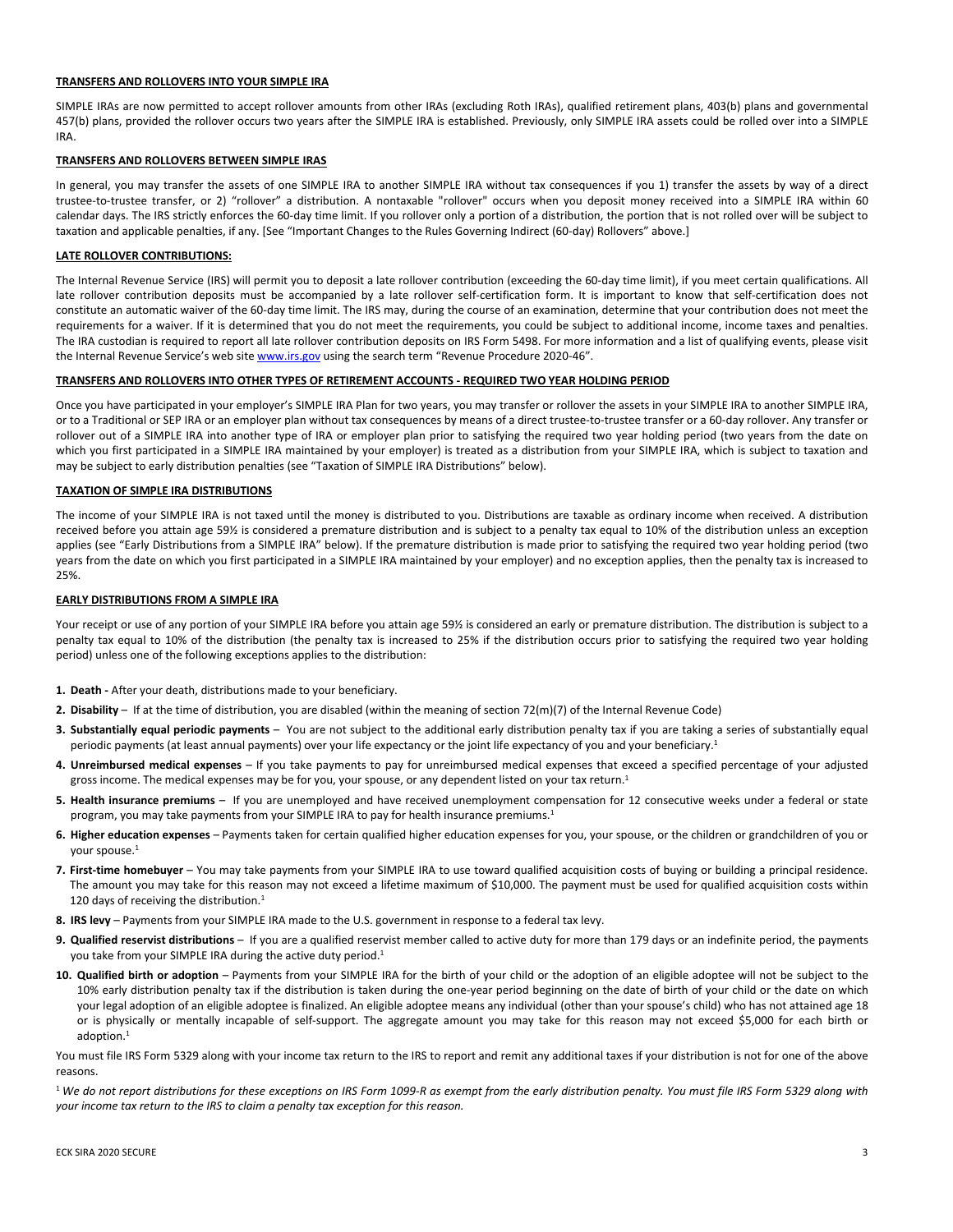**TRANSFERS AND ROLLOVERS INTO YOUR SIMPLE IRA**

SIMPLE IRAs are now permitted to accept rollover amounts from other IRAs (excluding Roth IRAs), qualified retirement plans, 403(b) plans and governmental 457(b) plans, provided the rollover occurs two years after the SIMPLE IRA is established. Previously, only SIMPLE IRA assets could be rolled over into a SIMPLE IRA.

**TRANSFERS AND ROLLOVERS BETWEEN SIMPLE IRAS**

In general, you may transfer the assets of one SIMPLE IRA to another SIMPLE IRA without tax consequences if you 1) transfer the assets by way of a direct trustee-to-trustee transfer, or 2) "rollover" a distribution. A nontaxable "rollover" occurs when you deposit money received into a SIMPLE IRA within 60 calendar days. The IRS strictly enforces the 60-day time limit. If you rollover only a portion of a distribution, the portion that is not rolled over will be subject to taxation and applicable penalties, if any. [See "Important Changes to the Rules Governing Indirect (60-day) Rollovers" above.]

**LATE ROLLOVER CONTRIBUTIONS:**

The Internal Revenue Service (IRS) will permit you to deposit a late rollover contribution (exceeding the 60-day time limit), if you meet certain qualifications. All late rollover contribution deposits must be accompanied by a late rollover self-certification form. It is important to know that self-certification does not constitute an automatic waiver of the 60-day time limit. The IRS may, during the course of an examination, determine that your contribution does not meet the requirements for a waiver. If it is determined that you do not meet the requirements, you could be subject to additional income, income taxes and penalties. The IRA custodian is required to report all late rollover contribution deposits on IRS Form 5498. For more information and a list of qualifying events, please visit the Internal Revenue Service's web site www.irs.gov using the search term "Revenue Procedure 2020-46".

**TRANSFERS AND ROLLOVERS INTO OTHER TYPES OF RETIREMENT ACCOUNTS - REQUIRED TWO YEAR HOLDING PERIOD**

Once you have participated in your employer's SIMPLE IRA Plan for two years, you may transfer or rollover the assets in your SIMPLE IRA to another SIMPLE IRA, or to a Traditional or SEP IRA or an employer plan without tax consequences by means of a direct trustee-to-trustee transfer or a 60-day rollover. Any transfer or rollover out of a SIMPLE IRA into another type of IRA or employer plan prior to satisfying the required two year holding period (two years from the date on which you first participated in a SIMPLE IRA maintained by your employer) is treated as a distribution from your SIMPLE IRA, which is subject to taxation and may be subject to early distribution penalties (see "Taxation of SIMPLE IRA Distributions" below).

**TAXATION OF SIMPLE IRA DISTRIBUTIONS**

The income of your SIMPLE IRA is not taxed until the money is distributed to you. Distributions are taxable as ordinary income when received. A distribution received before you attain age 59½ is considered a premature distribution and is subject to a penalty tax equal to 10% of the distribution unless an exception applies (see "Early Distributions from a SIMPLE IRA" below). If the premature distribution is made prior to satisfying the required two year holding period (two years from the date on which you first participated in a SIMPLE IRA maintained by your employer) and no exception applies, then the penalty tax is increased to 25%.

**EARLY DISTRIBUTIONS FROM A SIMPLE IRA**

Your receipt or use of any portion of your SIMPLE IRA before you attain age 59½ is considered an early or premature distribution. The distribution is subject to a penalty tax equal to 10% of the distribution (the penalty tax is increased to 25% if the distribution occurs prior to satisfying the required two year holding period) unless one of the following exceptions applies to the distribution:

1. **Death -** After your death, distributions made to your beneficiary.
2. **Disability** – If at the time of distribution, you are disabled (within the meaning of section 72(m)(7) of the Internal Revenue Code)
3. **Substantially equal periodic payments** – You are not subject to the additional early distribution penalty tax if you are taking a series of substantially equal periodic payments (at least annual payments) over your life expectancy or the joint life expectancy of you and your beneficiary.[1]
4. **Unreimbursed medical expenses** – If you take payments to pay for unreimbursed medical expenses that exceed a specified percentage of your adjusted gross income. The medical expenses may be for you, your spouse, or any dependent listed on your tax return.[1]
5. **Health insurance premiums** – If you are unemployed and have received unemployment compensation for 12 consecutive weeks under a federal or state program, you may take payments from your SIMPLE IRA to pay for health insurance premiums.[1]
6. **Higher education expenses** – Payments taken for certain qualified higher education expenses for you, your spouse, or the children or grandchildren of you or your spouse.[1]
7. **First-time homebuyer** – You may take payments from your SIMPLE IRA to use toward qualified acquisition costs of buying or building a principal residence. The amount you may take for this reason may not exceed a lifetime maximum of $10,000. The payment must be used for qualified acquisition costs within 120 days of receiving the distribution.[1]
8. **IRS levy** – Payments from your SIMPLE IRA made to the U.S. government in response to a federal tax levy.
9. **Qualified reservist distributions** – If you are a qualified reservist member called to active duty for more than 179 days or an indefinite period, the payments you take from your SIMPLE IRA during the active duty period.[1]
10. **Qualified birth or adoption** – Payments from your SIMPLE IRA for the birth of your child or the adoption of an eligible adoptee will not be subject to the 10% early distribution penalty tax if the distribution is taken during the one-year period beginning on the date of birth of your child or the date on which your legal adoption of an eligible adoptee is finalized. An eligible adoptee means any individual (other than your spouse's child) who has not attained age 18 or is physically or mentally incapable of self-support. The aggregate amount you may take for this reason may not exceed $5,000 for each birth or adoption.[1]

You must file IRS Form 5329 along with your income tax return to the IRS to report and remit any additional taxes if your distribution is not for one of the above reasons.

[1] *We do not report distributions for these exceptions on IRS Form 1099-R as exempt from the early distribution penalty. You must file IRS Form 5329 along with your income tax return to the IRS to claim a penalty tax exception for this reason.*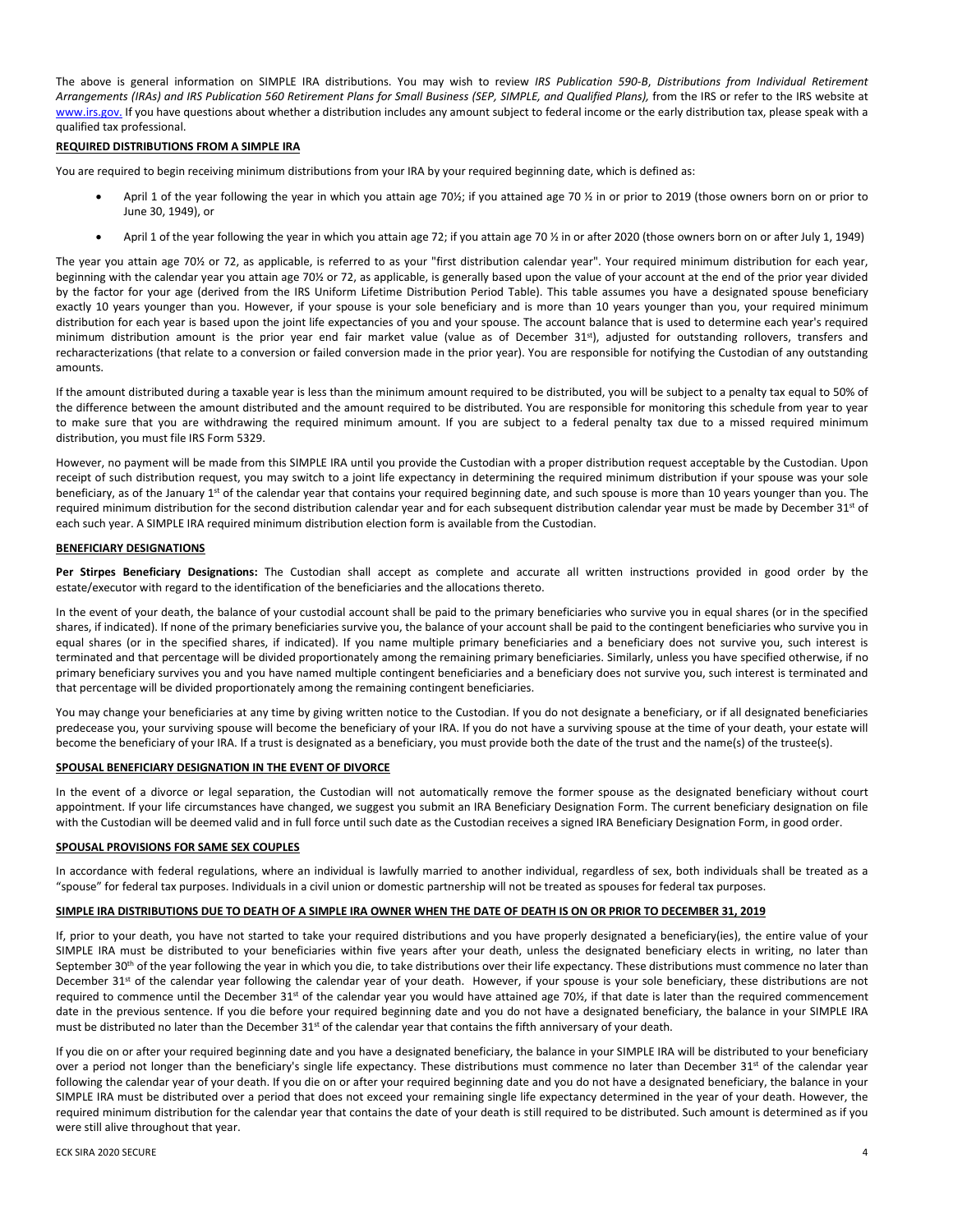The above is general information on SIMPLE IRA distributions. You may wish to review *IRS Publication 590-B*, *Distributions from Individual Retirement Arrangements (IRAs) and IRS Publication 560 Retirement Plans for Small Business (SEP, SIMPLE, and Qualified Plans),* from the IRS or refer to the IRS website at www.irs.gov. If you have questions about whether a distribution includes any amount subject to federal income or the early distribution tax, please speak with a qualified tax professional.

**REQUIRED DISTRIBUTIONS FROM A SIMPLE IRA**

You are required to begin receiving minimum distributions from your IRA by your required beginning date, which is defined as:

- April 1 of the year following the year in which you attain age 70½; if you attained age 70 ½ in or prior to 2019 (those owners born on or prior to June 30, 1949), or
- April 1 of the year following the year in which you attain age 72; if you attain age 70 ½ in or after 2020 (those owners born on or after July 1, 1949)

The year you attain age 70½ or 72, as applicable, is referred to as your "first distribution calendar year". Your required minimum distribution for each year, beginning with the calendar year you attain age 70½ or 72, as applicable, is generally based upon the value of your account at the end of the prior year divided by the factor for your age (derived from the IRS Uniform Lifetime Distribution Period Table). This table assumes you have a designated spouse beneficiary exactly 10 years younger than you. However, if your spouse is your sole beneficiary and is more than 10 years younger than you, your required minimum distribution for each year is based upon the joint life expectancies of you and your spouse. The account balance that is used to determine each year's required minimum distribution amount is the prior year end fair market value (value as of December 31st), adjusted for outstanding rollovers, transfers and recharacterizations (that relate to a conversion or failed conversion made in the prior year). You are responsible for notifying the Custodian of any outstanding amounts.

If the amount distributed during a taxable year is less than the minimum amount required to be distributed, you will be subject to a penalty tax equal to 50% of the difference between the amount distributed and the amount required to be distributed. You are responsible for monitoring this schedule from year to year to make sure that you are withdrawing the required minimum amount. If you are subject to a federal penalty tax due to a missed required minimum distribution, you must file IRS Form 5329.

However, no payment will be made from this SIMPLE IRA until you provide the Custodian with a proper distribution request acceptable by the Custodian. Upon receipt of such distribution request, you may switch to a joint life expectancy in determining the required minimum distribution if your spouse was your sole beneficiary, as of the January 1st of the calendar year that contains your required beginning date, and such spouse is more than 10 years younger than you. The required minimum distribution for the second distribution calendar year and for each subsequent distribution calendar year must be made by December 31st of each such year. A SIMPLE IRA required minimum distribution election form is available from the Custodian.

**BENEFICIARY DESIGNATIONS**

**Per Stirpes Beneficiary Designations:** The Custodian shall accept as complete and accurate all written instructions provided in good order by the estate/executor with regard to the identification of the beneficiaries and the allocations thereto.

In the event of your death, the balance of your custodial account shall be paid to the primary beneficiaries who survive you in equal shares (or in the specified shares, if indicated). If none of the primary beneficiaries survive you, the balance of your account shall be paid to the contingent beneficiaries who survive you in equal shares (or in the specified shares, if indicated). If you name multiple primary beneficiaries and a beneficiary does not survive you, such interest is terminated and that percentage will be divided proportionately among the remaining primary beneficiaries. Similarly, unless you have specified otherwise, if no primary beneficiary survives you and you have named multiple contingent beneficiaries and a beneficiary does not survive you, such interest is terminated and that percentage will be divided proportionately among the remaining contingent beneficiaries.

You may change your beneficiaries at any time by giving written notice to the Custodian. If you do not designate a beneficiary, or if all designated beneficiaries predecease you, your surviving spouse will become the beneficiary of your IRA. If you do not have a surviving spouse at the time of your death, your estate will become the beneficiary of your IRA. If a trust is designated as a beneficiary, you must provide both the date of the trust and the name(s) of the trustee(s).

**SPOUSAL BENEFICIARY DESIGNATION IN THE EVENT OF DIVORCE**

In the event of a divorce or legal separation, the Custodian will not automatically remove the former spouse as the designated beneficiary without court appointment. If your life circumstances have changed, we suggest you submit an IRA Beneficiary Designation Form. The current beneficiary designation on file with the Custodian will be deemed valid and in full force until such date as the Custodian receives a signed IRA Beneficiary Designation Form, in good order.

**SPOUSAL PROVISIONS FOR SAME SEX COUPLES**

In accordance with federal regulations, where an individual is lawfully married to another individual, regardless of sex, both individuals shall be treated as a "spouse" for federal tax purposes. Individuals in a civil union or domestic partnership will not be treated as spouses for federal tax purposes.

**SIMPLE IRA DISTRIBUTIONS DUE TO DEATH OF A SIMPLE IRA OWNER WHEN THE DATE OF DEATH IS ON OR PRIOR TO DECEMBER 31, 2019**

If, prior to your death, you have not started to take your required distributions and you have properly designated a beneficiary(ies), the entire value of your SIMPLE IRA must be distributed to your beneficiaries within five years after your death, unless the designated beneficiary elects in writing, no later than September 30th of the year following the year in which you die, to take distributions over their life expectancy. These distributions must commence no later than December 31st of the calendar year following the calendar year of your death. However, if your spouse is your sole beneficiary, these distributions are not required to commence until the December 31st of the calendar year you would have attained age 70½, if that date is later than the required commencement date in the previous sentence. If you die before your required beginning date and you do not have a designated beneficiary, the balance in your SIMPLE IRA must be distributed no later than the December 31st of the calendar year that contains the fifth anniversary of your death.

If you die on or after your required beginning date and you have a designated beneficiary, the balance in your SIMPLE IRA will be distributed to your beneficiary over a period not longer than the beneficiary's single life expectancy. These distributions must commence no later than December 31st of the calendar year following the calendar year of your death. If you die on or after your required beginning date and you do not have a designated beneficiary, the balance in your SIMPLE IRA must be distributed over a period that does not exceed your remaining single life expectancy determined in the year of your death. However, the required minimum distribution for the calendar year that contains the date of your death is still required to be distributed. Such amount is determined as if you were still alive throughout that year.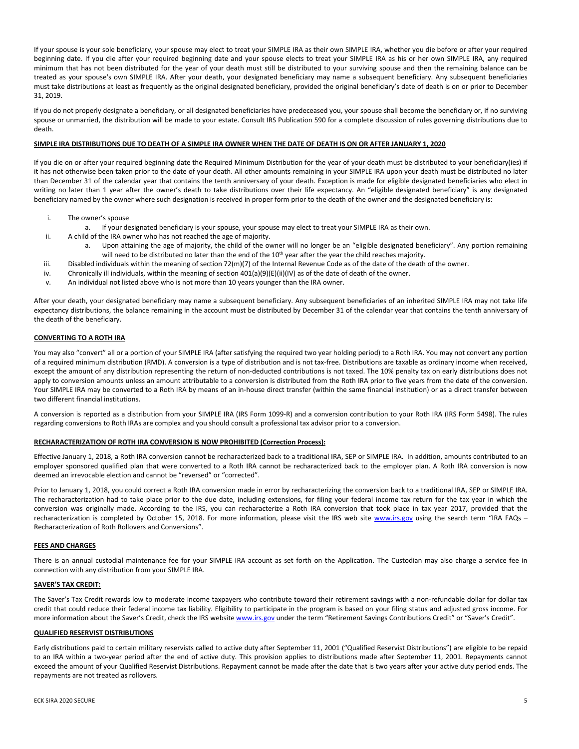If your spouse is your sole beneficiary, your spouse may elect to treat your SIMPLE IRA as their own SIMPLE IRA, whether you die before or after your required beginning date. If you die after your required beginning date and your spouse elects to treat your SIMPLE IRA as his or her own SIMPLE IRA, any required minimum that has not been distributed for the year of your death must still be distributed to your surviving spouse and then the remaining balance can be treated as your spouse's own SIMPLE IRA. After your death, your designated beneficiary may name a subsequent beneficiary. Any subsequent beneficiaries must take distributions at least as frequently as the original designated beneficiary, provided the original beneficiary's date of death is on or prior to December 31, 2019.

If you do not properly designate a beneficiary, or all designated beneficiaries have predeceased you, your spouse shall become the beneficiary or, if no surviving spouse or unmarried, the distribution will be made to your estate. Consult IRS Publication 590 for a complete discussion of rules governing distributions due to death.

**SIMPLE IRA DISTRIBUTIONS DUE TO DEATH OF A SIMPLE IRA OWNER WHEN THE DATE OF DEATH IS ON OR AFTER JANUARY 1, 2020**

If you die on or after your required beginning date the Required Minimum Distribution for the year of your death must be distributed to your beneficiary(ies) if it has not otherwise been taken prior to the date of your death. All other amounts remaining in your SIMPLE IRA upon your death must be distributed no later than December 31 of the calendar year that contains the tenth anniversary of your death. Exception is made for eligible designated beneficiaries who elect in writing no later than 1 year after the owner's death to take distributions over their life expectancy. An "eligible designated beneficiary" is any designated beneficiary named by the owner where such designation is received in proper form prior to the death of the owner and the designated beneficiary is:

- i. The owner's spouse
  - a. If your designated beneficiary is your spouse, your spouse may elect to treat your SIMPLE IRA as their own.
- ii. A child of the IRA owner who has not reached the age of majority.
  - a. Upon attaining the age of majority, the child of the owner will no longer be an "eligible designated beneficiary". Any portion remaining will need to be distributed no later than the end of the 10th year after the year the child reaches majority.
- iii. Disabled individuals within the meaning of section 72(m)(7) of the Internal Revenue Code as of the date of the death of the owner.
- iv. Chronically ill individuals, within the meaning of section 401(a)(9)(E)(ii)(IV) as of the date of death of the owner.
- v. An individual not listed above who is not more than 10 years younger than the IRA owner.

After your death, your designated beneficiary may name a subsequent beneficiary. Any subsequent beneficiaries of an inherited SIMPLE IRA may not take life expectancy distributions, the balance remaining in the account must be distributed by December 31 of the calendar year that contains the tenth anniversary of the death of the beneficiary.

**CONVERTING TO A ROTH IRA**

You may also "convert" all or a portion of your SIMPLE IRA (after satisfying the required two year holding period) to a Roth IRA. You may not convert any portion of a required minimum distribution (RMD). A conversion is a type of distribution and is not tax-free. Distributions are taxable as ordinary income when received, except the amount of any distribution representing the return of non-deducted contributions is not taxed. The 10% penalty tax on early distributions does not apply to conversion amounts unless an amount attributable to a conversion is distributed from the Roth IRA prior to five years from the date of the conversion. Your SIMPLE IRA may be converted to a Roth IRA by means of an in-house direct transfer (within the same financial institution) or as a direct transfer between two different financial institutions.

A conversion is reported as a distribution from your SIMPLE IRA (IRS Form 1099-R) and a conversion contribution to your Roth IRA (IRS Form 5498). The rules regarding conversions to Roth IRAs are complex and you should consult a professional tax advisor prior to a conversion.

**RECHARACTERIZATION OF ROTH IRA CONVERSION IS NOW PROHIBITED (Correction Process):**

Effective January 1, 2018, a Roth IRA conversion cannot be recharacterized back to a traditional IRA, SEP or SIMPLE IRA. In addition, amounts contributed to an employer sponsored qualified plan that were converted to a Roth IRA cannot be recharacterized back to the employer plan. A Roth IRA conversion is now deemed an irrevocable election and cannot be "reversed" or "corrected".

Prior to January 1, 2018, you could correct a Roth IRA conversion made in error by recharacterizing the conversion back to a traditional IRA, SEP or SIMPLE IRA. The recharacterization had to take place prior to the due date, including extensions, for filing your federal income tax return for the tax year in which the conversion was originally made. According to the IRS, you can recharacterize a Roth IRA conversion that took place in tax year 2017, provided that the recharacterization is completed by October 15, 2018. For more information, please visit the IRS web site www.irs.gov using the search term "IRA FAQs – Recharacterization of Roth Rollovers and Conversions".

**FEES AND CHARGES**

There is an annual custodial maintenance fee for your SIMPLE IRA account as set forth on the Application. The Custodian may also charge a service fee in connection with any distribution from your SIMPLE IRA.

**SAVER'S TAX CREDIT:**

The Saver's Tax Credit rewards low to moderate income taxpayers who contribute toward their retirement savings with a non-refundable dollar for dollar tax credit that could reduce their federal income tax liability. Eligibility to participate in the program is based on your filing status and adjusted gross income. For more information about the Saver's Credit, check the IRS website www.irs.gov under the term "Retirement Savings Contributions Credit" or "Saver's Credit".

**QUALIFIED RESERVIST DISTRIBUTIONS**

Early distributions paid to certain military reservists called to active duty after September 11, 2001 ("Qualified Reservist Distributions") are eligible to be repaid to an IRA within a two-year period after the end of active duty. This provision applies to distributions made after September 11, 2001. Repayments cannot exceed the amount of your Qualified Reservist Distributions. Repayment cannot be made after the date that is two years after your active duty period ends. The repayments are not treated as rollovers.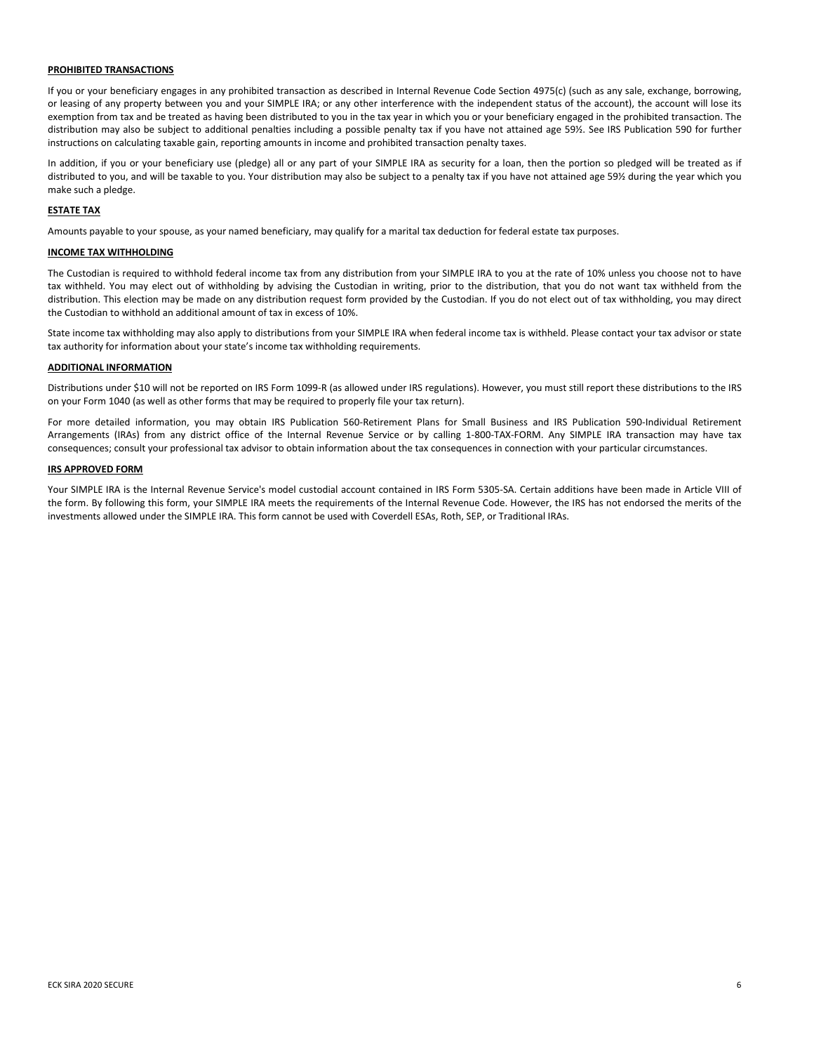## PROHIBITED TRANSACTIONS

If you or your beneficiary engages in any prohibited transaction as described in Internal Revenue Code Section 4975(c) (such as any sale, exchange, borrowing, or leasing of any property between you and your SIMPLE IRA; or any other interference with the independent status of the account), the account will lose its exemption from tax and be treated as having been distributed to you in the tax year in which you or your beneficiary engaged in the prohibited transaction. The distribution may also be subject to additional penalties including a possible penalty tax if you have not attained age 59½. See IRS Publication 590 for further instructions on calculating taxable gain, reporting amounts in income and prohibited transaction penalty taxes.

In addition, if you or your beneficiary use (pledge) all or any part of your SIMPLE IRA as security for a loan, then the portion so pledged will be treated as if distributed to you, and will be taxable to you. Your distribution may also be subject to a penalty tax if you have not attained age 59½ during the year which you make such a pledge.

## ESTATE TAX

Amounts payable to your spouse, as your named beneficiary, may qualify for a marital tax deduction for federal estate tax purposes.

## INCOME TAX WITHHOLDING

The Custodian is required to withhold federal income tax from any distribution from your SIMPLE IRA to you at the rate of 10% unless you choose not to have tax withheld. You may elect out of withholding by advising the Custodian in writing, prior to the distribution, that you do not want tax withheld from the distribution. This election may be made on any distribution request form provided by the Custodian. If you do not elect out of tax withholding, you may direct the Custodian to withhold an additional amount of tax in excess of 10%.

State income tax withholding may also apply to distributions from your SIMPLE IRA when federal income tax is withheld. Please contact your tax advisor or state tax authority for information about your state's income tax withholding requirements.

## ADDITIONAL INFORMATION

Distributions under $10 will not be reported on IRS Form 1099-R (as allowed under IRS regulations). However, you must still report these distributions to the IRS on your Form 1040 (as well as other forms that may be required to properly file your tax return).

For more detailed information, you may obtain IRS Publication 560-Retirement Plans for Small Business and IRS Publication 590-Individual Retirement Arrangements (IRAs) from any district office of the Internal Revenue Service or by calling 1-800-TAX-FORM. Any SIMPLE IRA transaction may have tax consequences; consult your professional tax advisor to obtain information about the tax consequences in connection with your particular circumstances.

## IRS APPROVED FORM

Your SIMPLE IRA is the Internal Revenue Service's model custodial account contained in IRS Form 5305-SA. Certain additions have been made in Article VIII of the form. By following this form, your SIMPLE IRA meets the requirements of the Internal Revenue Code. However, the IRS has not endorsed the merits of the investments allowed under the SIMPLE IRA. This form cannot be used with Coverdell ESAs, Roth, SEP, or Traditional IRAs.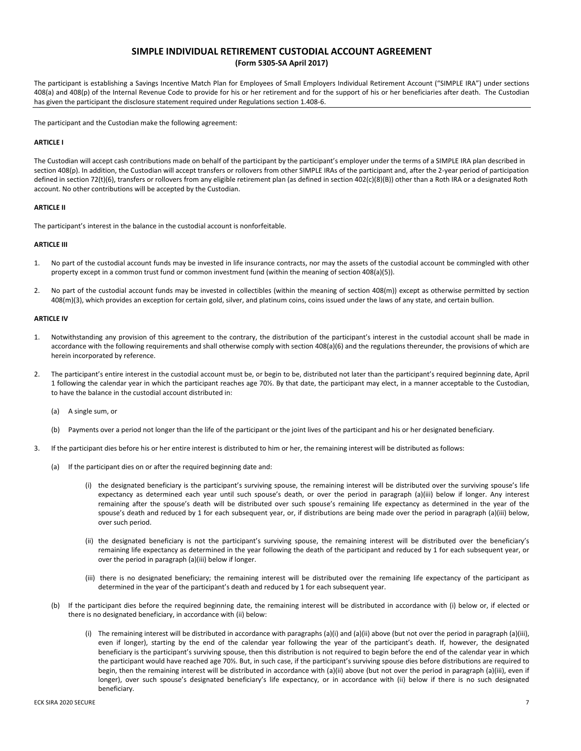## SIMPLE INDIVIDUAL RETIREMENT CUSTODIAL ACCOUNT AGREEMENT

**(Form 5305-SA April 2017)**

The participant is establishing a Savings Incentive Match Plan for Employees of Small Employers Individual Retirement Account ("SIMPLE IRA") under sections 408(a) and 408(p) of the Internal Revenue Code to provide for his or her retirement and for the support of his or her beneficiaries after death. The Custodian has given the participant the disclosure statement required under Regulations section 1.408-6.

---

The participant and the Custodian make the following agreement:

**ARTICLE I**

The Custodian will accept cash contributions made on behalf of the participant by the participant's employer under the terms of a SIMPLE IRA plan described in section 408(p). In addition, the Custodian will accept transfers or rollovers from other SIMPLE IRAs of the participant and, after the 2-year period of participation defined in section 72(t)(6), transfers or rollovers from any eligible retirement plan (as defined in section 402(c)(8)(B)) other than a Roth IRA or a designated Roth account. No other contributions will be accepted by the Custodian.

**ARTICLE II**

The participant's interest in the balance in the custodial account is nonforfeitable.

**ARTICLE III**

1. No part of the custodial account funds may be invested in life insurance contracts, nor may the assets of the custodial account be commingled with other property except in a common trust fund or common investment fund (within the meaning of section 408(a)(5)).

2. No part of the custodial account funds may be invested in collectibles (within the meaning of section 408(m)) except as otherwise permitted by section 408(m)(3), which provides an exception for certain gold, silver, and platinum coins, coins issued under the laws of any state, and certain bullion.

**ARTICLE IV**

1. Notwithstanding any provision of this agreement to the contrary, the distribution of the participant's interest in the custodial account shall be made in accordance with the following requirements and shall otherwise comply with section 408(a)(6) and the regulations thereunder, the provisions of which are herein incorporated by reference.

2. The participant's entire interest in the custodial account must be, or begin to be, distributed not later than the participant's required beginning date, April 1 following the calendar year in which the participant reaches age 70½. By that date, the participant may elect, in a manner acceptable to the Custodian, to have the balance in the custodial account distributed in:

   (a) A single sum, or

   (b) Payments over a period not longer than the life of the participant or the joint lives of the participant and his or her designated beneficiary.

3. If the participant dies before his or her entire interest is distributed to him or her, the remaining interest will be distributed as follows:

   (a) If the participant dies on or after the required beginning date and:

      (i) the designated beneficiary is the participant's surviving spouse, the remaining interest will be distributed over the surviving spouse's life expectancy as determined each year until such spouse's death, or over the period in paragraph (a)(iii) below if longer. Any interest remaining after the spouse's death will be distributed over such spouse's remaining life expectancy as determined in the year of the spouse's death and reduced by 1 for each subsequent year, or, if distributions are being made over the period in paragraph (a)(iii) below, over such period.

      (ii) the designated beneficiary is not the participant's surviving spouse, the remaining interest will be distributed over the beneficiary's remaining life expectancy as determined in the year following the death of the participant and reduced by 1 for each subsequent year, or over the period in paragraph (a)(iii) below if longer.

      (iii) there is no designated beneficiary; the remaining interest will be distributed over the remaining life expectancy of the participant as determined in the year of the participant's death and reduced by 1 for each subsequent year.

   (b) If the participant dies before the required beginning date, the remaining interest will be distributed in accordance with (i) below or, if elected or there is no designated beneficiary, in accordance with (ii) below:

      (i) The remaining interest will be distributed in accordance with paragraphs (a)(i) and (a)(ii) above (but not over the period in paragraph (a)(iii), even if longer), starting by the end of the calendar year following the year of the participant's death. If, however, the designated beneficiary is the participant's surviving spouse, then this distribution is not required to begin before the end of the calendar year in which the participant would have reached age 70½. But, in such case, if the participant's surviving spouse dies before distributions are required to begin, then the remaining interest will be distributed in accordance with (a)(ii) above (but not over the period in paragraph (a)(iii), even if longer), over such spouse's designated beneficiary's life expectancy, or in accordance with (ii) below if there is no such designated beneficiary.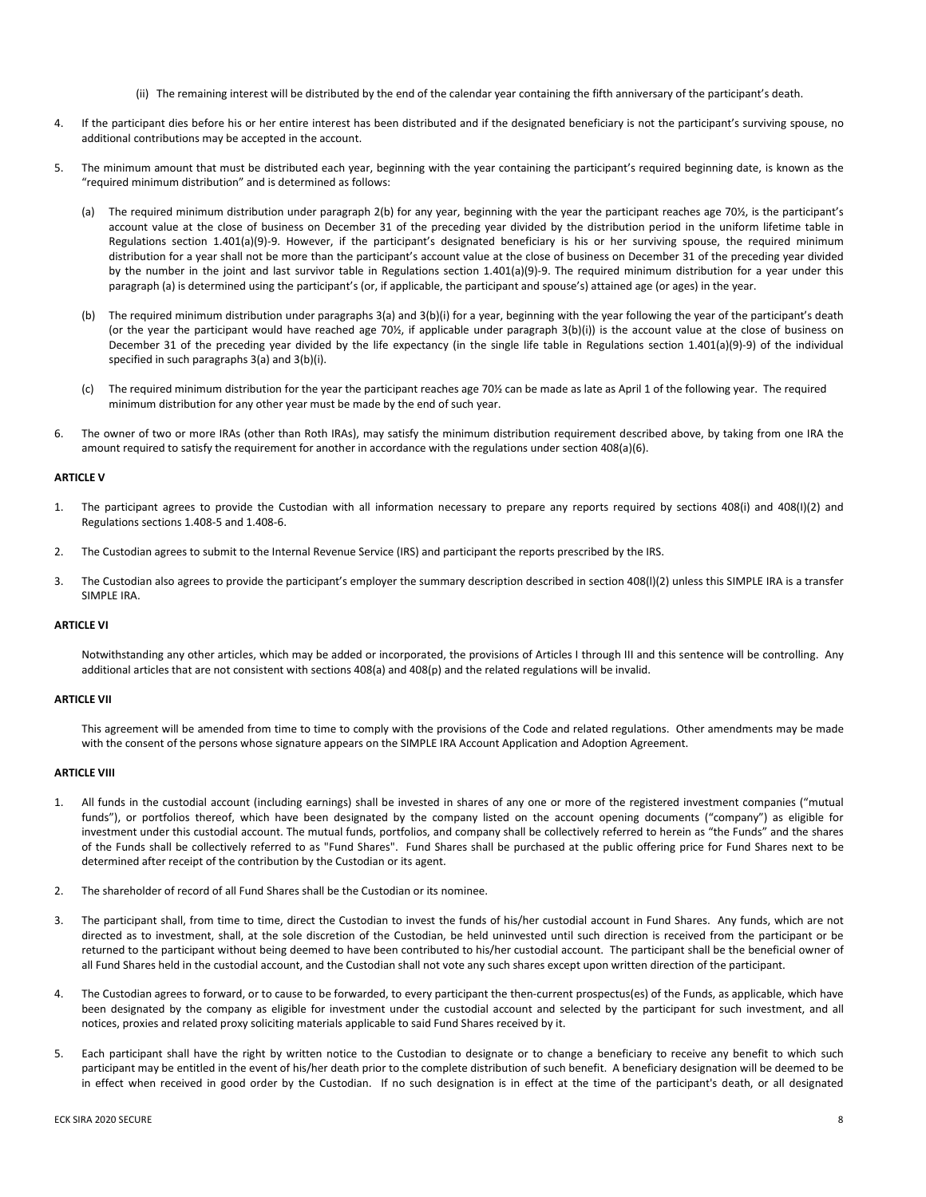(ii) The remaining interest will be distributed by the end of the calendar year containing the fifth anniversary of the participant's death.

4. If the participant dies before his or her entire interest has been distributed and if the designated beneficiary is not the participant's surviving spouse, no additional contributions may be accepted in the account.

5. The minimum amount that must be distributed each year, beginning with the year containing the participant's required beginning date, is known as the "required minimum distribution" and is determined as follows:

   (a) The required minimum distribution under paragraph 2(b) for any year, beginning with the year the participant reaches age 70½, is the participant's account value at the close of business on December 31 of the preceding year divided by the distribution period in the uniform lifetime table in Regulations section 1.401(a)(9)-9. However, if the participant's designated beneficiary is his or her surviving spouse, the required minimum distribution for a year shall not be more than the participant's account value at the close of business on December 31 of the preceding year divided by the number in the joint and last survivor table in Regulations section 1.401(a)(9)-9. The required minimum distribution for a year under this paragraph (a) is determined using the participant's (or, if applicable, the participant and spouse's) attained age (or ages) in the year.

   (b) The required minimum distribution under paragraphs 3(a) and 3(b)(i) for a year, beginning with the year following the year of the participant's death (or the year the participant would have reached age 70½, if applicable under paragraph 3(b)(i)) is the account value at the close of business on December 31 of the preceding year divided by the life expectancy (in the single life table in Regulations section 1.401(a)(9)-9) of the individual specified in such paragraphs 3(a) and 3(b)(i).

   (c) The required minimum distribution for the year the participant reaches age 70½ can be made as late as April 1 of the following year. The required minimum distribution for any other year must be made by the end of such year.

6. The owner of two or more IRAs (other than Roth IRAs), may satisfy the minimum distribution requirement described above, by taking from one IRA the amount required to satisfy the requirement for another in accordance with the regulations under section 408(a)(6).

**ARTICLE V**

1. The participant agrees to provide the Custodian with all information necessary to prepare any reports required by sections 408(i) and 408(l)(2) and Regulations sections 1.408-5 and 1.408-6.

2. The Custodian agrees to submit to the Internal Revenue Service (IRS) and participant the reports prescribed by the IRS.

3. The Custodian also agrees to provide the participant's employer the summary description described in section 408(l)(2) unless this SIMPLE IRA is a transfer SIMPLE IRA.

**ARTICLE VI**

Notwithstanding any other articles, which may be added or incorporated, the provisions of Articles I through III and this sentence will be controlling. Any additional articles that are not consistent with sections 408(a) and 408(p) and the related regulations will be invalid.

**ARTICLE VII**

This agreement will be amended from time to time to comply with the provisions of the Code and related regulations. Other amendments may be made with the consent of the persons whose signature appears on the SIMPLE IRA Account Application and Adoption Agreement.

**ARTICLE VIII**

1. All funds in the custodial account (including earnings) shall be invested in shares of any one or more of the registered investment companies ("mutual funds"), or portfolios thereof, which have been designated by the company listed on the account opening documents ("company") as eligible for investment under this custodial account. The mutual funds, portfolios, and company shall be collectively referred to herein as "the Funds" and the shares of the Funds shall be collectively referred to as "Fund Shares". Fund Shares shall be purchased at the public offering price for Fund Shares next to be determined after receipt of the contribution by the Custodian or its agent.

2. The shareholder of record of all Fund Shares shall be the Custodian or its nominee.

3. The participant shall, from time to time, direct the Custodian to invest the funds of his/her custodial account in Fund Shares. Any funds, which are not directed as to investment, shall, at the sole discretion of the Custodian, be held uninvested until such direction is received from the participant or be returned to the participant without being deemed to have been contributed to his/her custodial account. The participant shall be the beneficial owner of all Fund Shares held in the custodial account, and the Custodian shall not vote any such shares except upon written direction of the participant.

4. The Custodian agrees to forward, or to cause to be forwarded, to every participant the then-current prospectus(es) of the Funds, as applicable, which have been designated by the company as eligible for investment under the custodial account and selected by the participant for such investment, and all notices, proxies and related proxy soliciting materials applicable to said Fund Shares received by it.

5. Each participant shall have the right by written notice to the Custodian to designate or to change a beneficiary to receive any benefit to which such participant may be entitled in the event of his/her death prior to the complete distribution of such benefit. A beneficiary designation will be deemed to be in effect when received in good order by the Custodian. If no such designation is in effect at the time of the participant's death, or all designated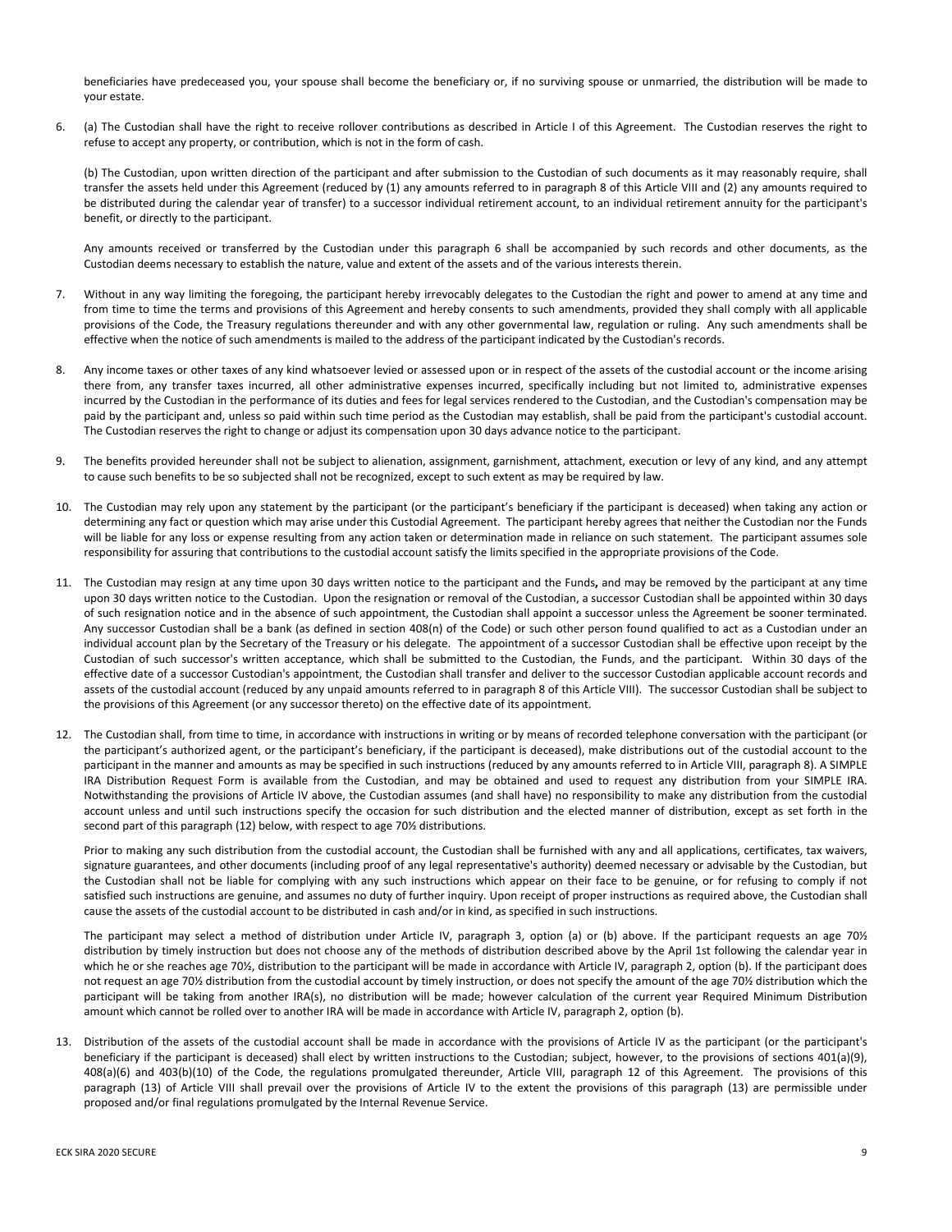beneficiaries have predeceased you, your spouse shall become the beneficiary or, if no surviving spouse or unmarried, the distribution will be made to your estate.

6. (a) The Custodian shall have the right to receive rollover contributions as described in Article I of this Agreement. The Custodian reserves the right to refuse to accept any property, or contribution, which is not in the form of cash.

   (b) The Custodian, upon written direction of the participant and after submission to the Custodian of such documents as it may reasonably require, shall transfer the assets held under this Agreement (reduced by (1) any amounts referred to in paragraph 8 of this Article VIII and (2) any amounts required to be distributed during the calendar year of transfer) to a successor individual retirement account, to an individual retirement annuity for the participant's benefit, or directly to the participant.

   Any amounts received or transferred by the Custodian under this paragraph 6 shall be accompanied by such records and other documents, as the Custodian deems necessary to establish the nature, value and extent of the assets and of the various interests therein.

7. Without in any way limiting the foregoing, the participant hereby irrevocably delegates to the Custodian the right and power to amend at any time and from time to time the terms and provisions of this Agreement and hereby consents to such amendments, provided they shall comply with all applicable provisions of the Code, the Treasury regulations thereunder and with any other governmental law, regulation or ruling. Any such amendments shall be effective when the notice of such amendments is mailed to the address of the participant indicated by the Custodian's records.

8. Any income taxes or other taxes of any kind whatsoever levied or assessed upon or in respect of the assets of the custodial account or the income arising there from, any transfer taxes incurred, all other administrative expenses incurred, specifically including but not limited to, administrative expenses incurred by the Custodian in the performance of its duties and fees for legal services rendered to the Custodian, and the Custodian's compensation may be paid by the participant and, unless so paid within such time period as the Custodian may establish, shall be paid from the participant's custodial account. The Custodian reserves the right to change or adjust its compensation upon 30 days advance notice to the participant.

9. The benefits provided hereunder shall not be subject to alienation, assignment, garnishment, attachment, execution or levy of any kind, and any attempt to cause such benefits to be so subjected shall not be recognized, except to such extent as may be required by law.

10. The Custodian may rely upon any statement by the participant (or the participant's beneficiary if the participant is deceased) when taking any action or determining any fact or question which may arise under this Custodial Agreement. The participant hereby agrees that neither the Custodian nor the Funds will be liable for any loss or expense resulting from any action taken or determination made in reliance on such statement. The participant assumes sole responsibility for assuring that contributions to the custodial account satisfy the limits specified in the appropriate provisions of the Code.

11. The Custodian may resign at any time upon 30 days written notice to the participant and the Funds**,** and may be removed by the participant at any time upon 30 days written notice to the Custodian. Upon the resignation or removal of the Custodian, a successor Custodian shall be appointed within 30 days of such resignation notice and in the absence of such appointment, the Custodian shall appoint a successor unless the Agreement be sooner terminated. Any successor Custodian shall be a bank (as defined in section 408(n) of the Code) or such other person found qualified to act as a Custodian under an individual account plan by the Secretary of the Treasury or his delegate. The appointment of a successor Custodian shall be effective upon receipt by the Custodian of such successor's written acceptance, which shall be submitted to the Custodian, the Funds, and the participant. Within 30 days of the effective date of a successor Custodian's appointment, the Custodian shall transfer and deliver to the successor Custodian applicable account records and assets of the custodial account (reduced by any unpaid amounts referred to in paragraph 8 of this Article VIII). The successor Custodian shall be subject to the provisions of this Agreement (or any successor thereto) on the effective date of its appointment.

12. The Custodian shall, from time to time, in accordance with instructions in writing or by means of recorded telephone conversation with the participant (or the participant's authorized agent, or the participant's beneficiary, if the participant is deceased), make distributions out of the custodial account to the participant in the manner and amounts as may be specified in such instructions (reduced by any amounts referred to in Article VIII, paragraph 8). A SIMPLE IRA Distribution Request Form is available from the Custodian, and may be obtained and used to request any distribution from your SIMPLE IRA. Notwithstanding the provisions of Article IV above, the Custodian assumes (and shall have) no responsibility to make any distribution from the custodial account unless and until such instructions specify the occasion for such distribution and the elected manner of distribution, except as set forth in the second part of this paragraph (12) below, with respect to age 70½ distributions.

    Prior to making any such distribution from the custodial account, the Custodian shall be furnished with any and all applications, certificates, tax waivers, signature guarantees, and other documents (including proof of any legal representative's authority) deemed necessary or advisable by the Custodian, but the Custodian shall not be liable for complying with any such instructions which appear on their face to be genuine, or for refusing to comply if not satisfied such instructions are genuine, and assumes no duty of further inquiry. Upon receipt of proper instructions as required above, the Custodian shall cause the assets of the custodial account to be distributed in cash and/or in kind, as specified in such instructions.

    The participant may select a method of distribution under Article IV, paragraph 3, option (a) or (b) above. If the participant requests an age 70½ distribution by timely instruction but does not choose any of the methods of distribution described above by the April 1st following the calendar year in which he or she reaches age 70½, distribution to the participant will be made in accordance with Article IV, paragraph 2, option (b). If the participant does not request an age 70½ distribution from the custodial account by timely instruction, or does not specify the amount of the age 70½ distribution which the participant will be taking from another IRA(s), no distribution will be made; however calculation of the current year Required Minimum Distribution amount which cannot be rolled over to another IRA will be made in accordance with Article IV, paragraph 2, option (b).

13. Distribution of the assets of the custodial account shall be made in accordance with the provisions of Article IV as the participant (or the participant's beneficiary if the participant is deceased) shall elect by written instructions to the Custodian; subject, however, to the provisions of sections 401(a)(9), 408(a)(6) and 403(b)(10) of the Code, the regulations promulgated thereunder, Article VIII, paragraph 12 of this Agreement. The provisions of this paragraph (13) of Article VIII shall prevail over the provisions of Article IV to the extent the provisions of this paragraph (13) are permissible under proposed and/or final regulations promulgated by the Internal Revenue Service.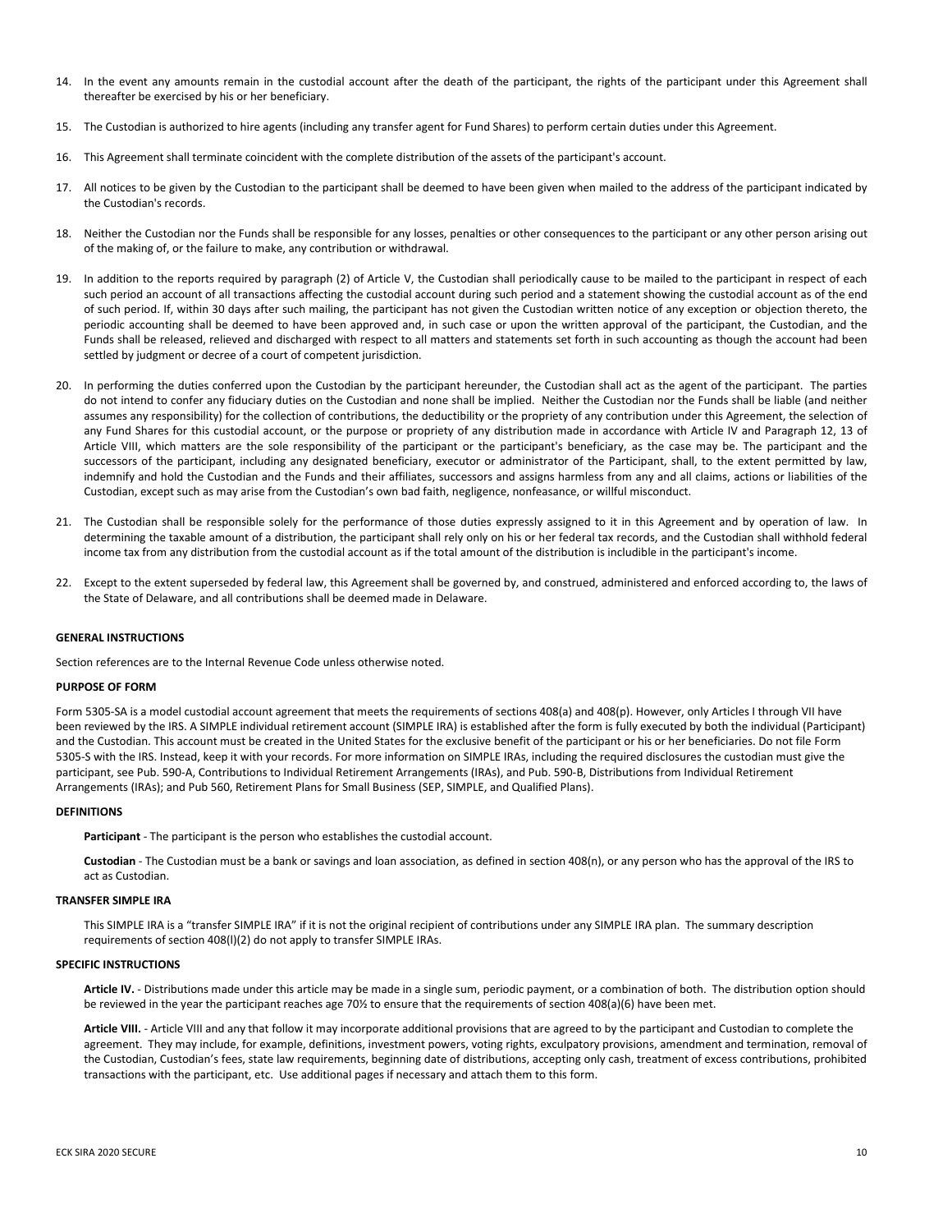14. In the event any amounts remain in the custodial account after the death of the participant, the rights of the participant under this Agreement shall thereafter be exercised by his or her beneficiary.

15. The Custodian is authorized to hire agents (including any transfer agent for Fund Shares) to perform certain duties under this Agreement.

16. This Agreement shall terminate coincident with the complete distribution of the assets of the participant's account.

17. All notices to be given by the Custodian to the participant shall be deemed to have been given when mailed to the address of the participant indicated by the Custodian's records.

18. Neither the Custodian nor the Funds shall be responsible for any losses, penalties or other consequences to the participant or any other person arising out of the making of, or the failure to make, any contribution or withdrawal.

19. In addition to the reports required by paragraph (2) of Article V, the Custodian shall periodically cause to be mailed to the participant in respect of each such period an account of all transactions affecting the custodial account during such period and a statement showing the custodial account as of the end of such period. If, within 30 days after such mailing, the participant has not given the Custodian written notice of any exception or objection thereto, the periodic accounting shall be deemed to have been approved and, in such case or upon the written approval of the participant, the Custodian, and the Funds shall be released, relieved and discharged with respect to all matters and statements set forth in such accounting as though the account had been settled by judgment or decree of a court of competent jurisdiction.

20. In performing the duties conferred upon the Custodian by the participant hereunder, the Custodian shall act as the agent of the participant. The parties do not intend to confer any fiduciary duties on the Custodian and none shall be implied. Neither the Custodian nor the Funds shall be liable (and neither assumes any responsibility) for the collection of contributions, the deductibility or the propriety of any contribution under this Agreement, the selection of any Fund Shares for this custodial account, or the purpose or propriety of any distribution made in accordance with Article IV and Paragraph 12, 13 of Article VIII, which matters are the sole responsibility of the participant or the participant's beneficiary, as the case may be. The participant and the successors of the participant, including any designated beneficiary, executor or administrator of the Participant, shall, to the extent permitted by law, indemnify and hold the Custodian and the Funds and their affiliates, successors and assigns harmless from any and all claims, actions or liabilities of the Custodian, except such as may arise from the Custodian's own bad faith, negligence, nonfeasance, or willful misconduct.

21. The Custodian shall be responsible solely for the performance of those duties expressly assigned to it in this Agreement and by operation of law. In determining the taxable amount of a distribution, the participant shall rely only on his or her federal tax records, and the Custodian shall withhold federal income tax from any distribution from the custodial account as if the total amount of the distribution is includible in the participant's income.

22. Except to the extent superseded by federal law, this Agreement shall be governed by, and construed, administered and enforced according to, the laws of the State of Delaware, and all contributions shall be deemed made in Delaware.

**GENERAL INSTRUCTIONS**

Section references are to the Internal Revenue Code unless otherwise noted.

**PURPOSE OF FORM**

Form 5305-SA is a model custodial account agreement that meets the requirements of sections 408(a) and 408(p). However, only Articles I through VII have been reviewed by the IRS. A SIMPLE individual retirement account (SIMPLE IRA) is established after the form is fully executed by both the individual (Participant) and the Custodian. This account must be created in the United States for the exclusive benefit of the participant or his or her beneficiaries. Do not file Form 5305-S with the IRS. Instead, keep it with your records. For more information on SIMPLE IRAs, including the required disclosures the custodian must give the participant, see Pub. 590-A, Contributions to Individual Retirement Arrangements (IRAs), and Pub. 590-B, Distributions from Individual Retirement Arrangements (IRAs); and Pub 560, Retirement Plans for Small Business (SEP, SIMPLE, and Qualified Plans).

**DEFINITIONS**

**Participant** - The participant is the person who establishes the custodial account.

**Custodian** - The Custodian must be a bank or savings and loan association, as defined in section 408(n), or any person who has the approval of the IRS to act as Custodian.

**TRANSFER SIMPLE IRA**

This SIMPLE IRA is a "transfer SIMPLE IRA" if it is not the original recipient of contributions under any SIMPLE IRA plan. The summary description requirements of section 408(l)(2) do not apply to transfer SIMPLE IRAs.

**SPECIFIC INSTRUCTIONS**

**Article IV.** - Distributions made under this article may be made in a single sum, periodic payment, or a combination of both. The distribution option should be reviewed in the year the participant reaches age 70½ to ensure that the requirements of section 408(a)(6) have been met.

**Article VIII.** - Article VIII and any that follow it may incorporate additional provisions that are agreed to by the participant and Custodian to complete the agreement. They may include, for example, definitions, investment powers, voting rights, exculpatory provisions, amendment and termination, removal of the Custodian, Custodian's fees, state law requirements, beginning date of distributions, accepting only cash, treatment of excess contributions, prohibited transactions with the participant, etc. Use additional pages if necessary and attach them to this form.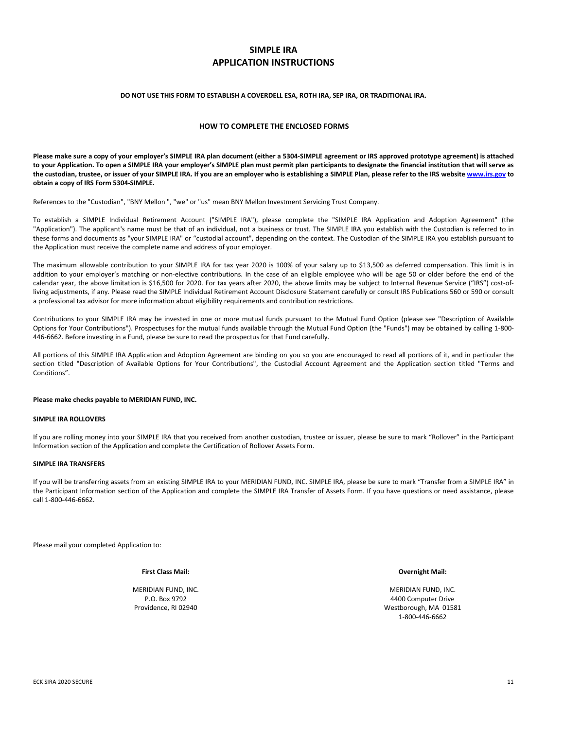# SIMPLE IRA
# APPLICATION INSTRUCTIONS

**DO NOT USE THIS FORM TO ESTABLISH A COVERDELL ESA, ROTH IRA, SEP IRA, OR TRADITIONAL IRA.**

## HOW TO COMPLETE THE ENCLOSED FORMS

**Please make sure a copy of your employer's SIMPLE IRA plan document (either a 5304-SIMPLE agreement or IRS approved prototype agreement) is attached to your Application. To open a SIMPLE IRA your employer's SIMPLE plan must permit plan participants to designate the financial institution that will serve as the custodian, trustee, or issuer of your SIMPLE IRA. If you are an employer who is establishing a SIMPLE Plan, please refer to the IRS website www.irs.gov to obtain a copy of IRS Form 5304-SIMPLE.**

References to the "Custodian", "BNY Mellon ", "we" or "us" mean BNY Mellon Investment Servicing Trust Company.

To establish a SIMPLE Individual Retirement Account ("SIMPLE IRA"), please complete the "SIMPLE IRA Application and Adoption Agreement" (the "Application"). The applicant's name must be that of an individual, not a business or trust. The SIMPLE IRA you establish with the Custodian is referred to in these forms and documents as "your SIMPLE IRA" or "custodial account", depending on the context. The Custodian of the SIMPLE IRA you establish pursuant to the Application must receive the complete name and address of your employer.

The maximum allowable contribution to your SIMPLE IRA for tax year 2020 is 100% of your salary up to $13,500 as deferred compensation. This limit is in addition to your employer's matching or non-elective contributions. In the case of an eligible employee who will be age 50 or older before the end of the calendar year, the above limitation is $16,500 for 2020. For tax years after 2020, the above limits may be subject to Internal Revenue Service ("IRS") cost-of-living adjustments, if any. Please read the SIMPLE Individual Retirement Account Disclosure Statement carefully or consult IRS Publications 560 or 590 or consult a professional tax advisor for more information about eligibility requirements and contribution restrictions.

Contributions to your SIMPLE IRA may be invested in one or more mutual funds pursuant to the Mutual Fund Option (please see "Description of Available Options for Your Contributions"). Prospectuses for the mutual funds available through the Mutual Fund Option (the "Funds") may be obtained by calling 1-800-446-6662. Before investing in a Fund, please be sure to read the prospectus for that Fund carefully.

All portions of this SIMPLE IRA Application and Adoption Agreement are binding on you so you are encouraged to read all portions of it, and in particular the section titled "Description of Available Options for Your Contributions", the Custodial Account Agreement and the Application section titled "Terms and Conditions".

**Please make checks payable to MERIDIAN FUND, INC.**

**SIMPLE IRA ROLLOVERS**

If you are rolling money into your SIMPLE IRA that you received from another custodian, trustee or issuer, please be sure to mark "Rollover" in the Participant Information section of the Application and complete the Certification of Rollover Assets Form.

**SIMPLE IRA TRANSFERS**

If you will be transferring assets from an existing SIMPLE IRA to your MERIDIAN FUND, INC. SIMPLE IRA, please be sure to mark "Transfer from a SIMPLE IRA" in the Participant Information section of the Application and complete the SIMPLE IRA Transfer of Assets Form. If you have questions or need assistance, please call 1-800-446-6662.

Please mail your completed Application to:

**First Class Mail:**

MERIDIAN FUND, INC.
P.O. Box 9792
Providence, RI 02940

**Overnight Mail:**

MERIDIAN FUND, INC.
4400 Computer Drive
Westborough, MA 01581
1-800-446-6662

ECK SIRA 2020 SECURE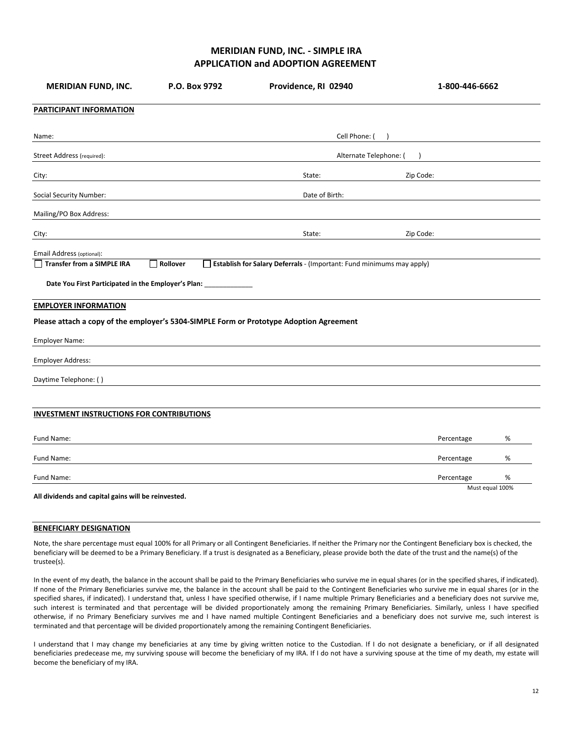# MERIDIAN FUND, INC. - SIMPLE IRA APPLICATION and ADOPTION AGREEMENT

**MERIDIAN FUND, INC.** **P.O. Box 9792** **Providence, RI 02940** **1-800-446-6662**

## PARTICIPANT INFORMATION

Name: ______________________ Cell Phone: ( ) ______________________

Street Address (required): ______________________ Alternate Telephone: ( ) ______________________

City: ______________________ State: __________ Zip Code: __________

Social Security Number: ______________________ Date of Birth: ______________________

Mailing/PO Box Address: ______________________

City: ______________________ State: __________ Zip Code: __________

Email Address (optional): ______________________

☐ **Transfer from a SIMPLE IRA** ☐ **Rollover** ☐ **Establish for Salary Deferrals** - (Important: Fund minimums may apply)

**Date You First Participated in the Employer's Plan:** _____________

## EMPLOYER INFORMATION

**Please attach a copy of the employer's 5304-SIMPLE Form or Prototype Adoption Agreement**

Employer Name: ______________________

Employer Address: ______________________

Daytime Telephone: ( ) ______________________

## INVESTMENT INSTRUCTIONS FOR CONTRIBUTIONS

Fund Name: ______________________ Percentage ______ %

Fund Name: ______________________ Percentage ______ %

Fund Name: ______________________ Percentage ______ %

Must equal 100%

**All dividends and capital gains will be reinvested.**

## BENEFICIARY DESIGNATION

Note, the share percentage must equal 100% for all Primary or all Contingent Beneficiaries. If neither the Primary nor the Contingent Beneficiary box is checked, the beneficiary will be deemed to be a Primary Beneficiary. If a trust is designated as a Beneficiary, please provide both the date of the trust and the name(s) of the trustee(s).

In the event of my death, the balance in the account shall be paid to the Primary Beneficiaries who survive me in equal shares (or in the specified shares, if indicated). If none of the Primary Beneficiaries survive me, the balance in the account shall be paid to the Contingent Beneficiaries who survive me in equal shares (or in the specified shares, if indicated). I understand that, unless I have specified otherwise, if I name multiple Primary Beneficiaries and a beneficiary does not survive me, such interest is terminated and that percentage will be divided proportionately among the remaining Primary Beneficiaries. Similarly, unless I have specified otherwise, if no Primary Beneficiary survives me and I have named multiple Contingent Beneficiaries and a beneficiary does not survive me, such interest is terminated and that percentage will be divided proportionately among the remaining Contingent Beneficiaries.

I understand that I may change my beneficiaries at any time by giving written notice to the Custodian. If I do not designate a beneficiary, or if all designated beneficiaries predecease me, my surviving spouse will become the beneficiary of my IRA. If I do not have a surviving spouse at the time of my death, my estate will become the beneficiary of my IRA.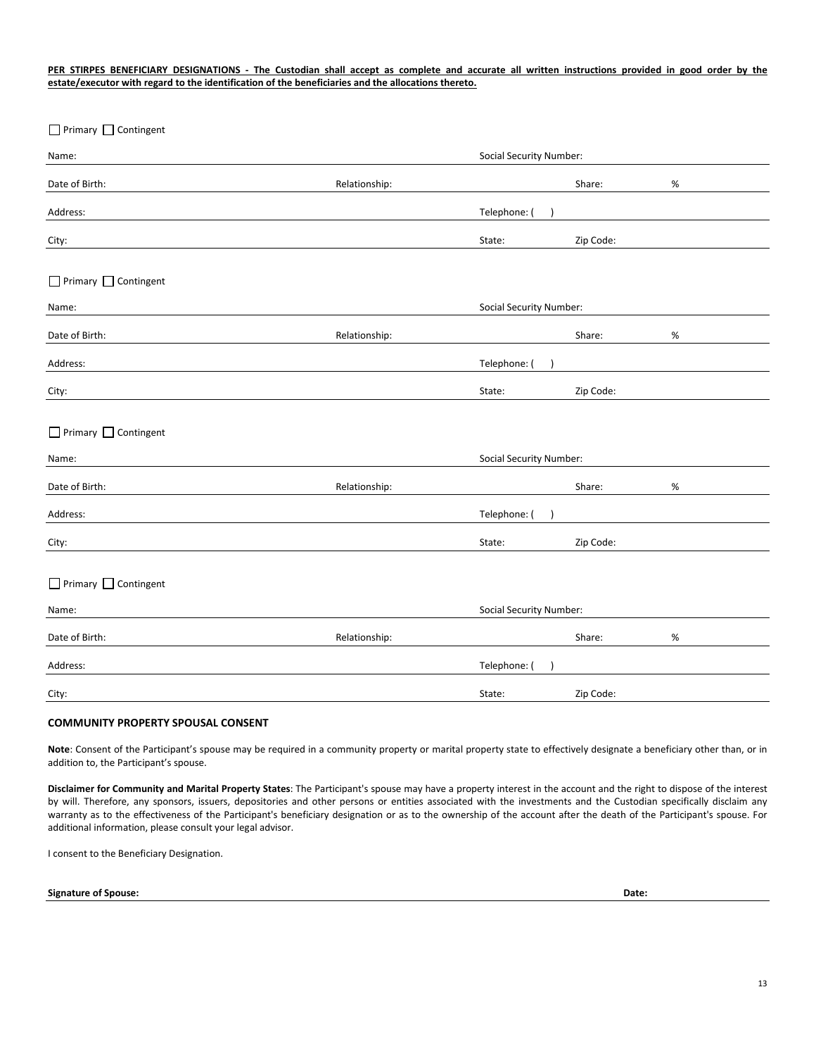**PER STIRPES BENEFICIARY DESIGNATIONS - The Custodian shall accept as complete and accurate all written instructions provided in good order by the estate/executor with regard to the identification of the beneficiaries and the allocations thereto.**

☐ Primary ☐ Contingent

Name: ______________________________ Social Security Number: ______________________________

Date of Birth: ______________ Relationship: ______________ Share: ______ %

Address: ______________________________ Telephone: ( ) ______________

City: ______________________________ State: ______ Zip Code: ______________

☐ Primary ☐ Contingent

Name: ______________________________ Social Security Number: ______________________________

Date of Birth: ______________ Relationship: ______________ Share: ______ %

Address: ______________________________ Telephone: ( ) ______________

City: ______________________________ State: ______ Zip Code: ______________

☐ Primary ☐ Contingent

Name: ______________________________ Social Security Number: ______________________________

Date of Birth: ______________ Relationship: ______________ Share: ______ %

Address: ______________________________ Telephone: ( ) ______________

City: ______________________________ State: ______ Zip Code: ______________

☐ Primary ☐ Contingent

Name: ______________________________ Social Security Number: ______________________________

Date of Birth: ______________ Relationship: ______________ Share: ______ %

Address: ______________________________ Telephone: ( ) ______________

City: ______________________________ State: ______ Zip Code: ______________

### COMMUNITY PROPERTY SPOUSAL CONSENT

**Note**: Consent of the Participant's spouse may be required in a community property or marital property state to effectively designate a beneficiary other than, or in addition to, the Participant's spouse.

**Disclaimer for Community and Marital Property States**: The Participant's spouse may have a property interest in the account and the right to dispose of the interest by will. Therefore, any sponsors, issuers, depositories and other persons or entities associated with the investments and the Custodian specifically disclaim any warranty as to the effectiveness of the Participant's beneficiary designation or as to the ownership of the account after the death of the Participant's spouse. For additional information, please consult your legal advisor.

I consent to the Beneficiary Designation.

**Signature of Spouse:** ______________________________ **Date:** ______________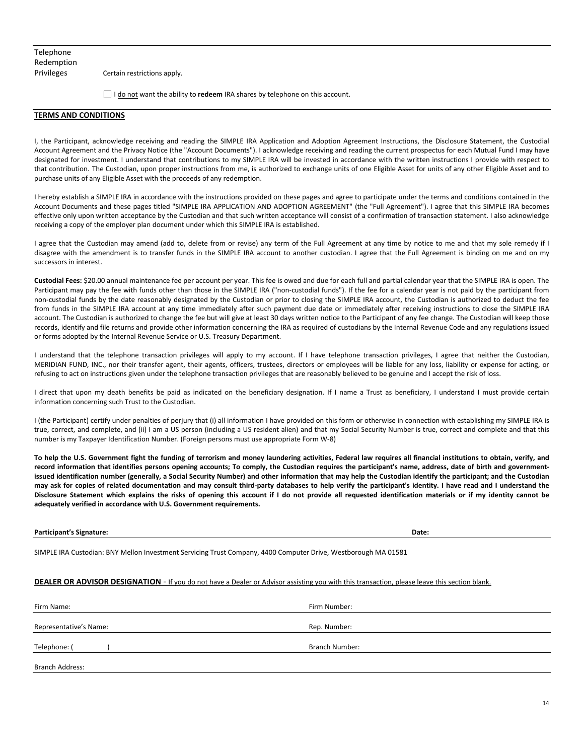Telephone Redemption Privileges

Certain restrictions apply.

☐ I do not want the ability to **redeem** IRA shares by telephone on this account.

## TERMS AND CONDITIONS

I, the Participant, acknowledge receiving and reading the SIMPLE IRA Application and Adoption Agreement Instructions, the Disclosure Statement, the Custodial Account Agreement and the Privacy Notice (the "Account Documents"). I acknowledge receiving and reading the current prospectus for each Mutual Fund I may have designated for investment. I understand that contributions to my SIMPLE IRA will be invested in accordance with the written instructions I provide with respect to that contribution. The Custodian, upon proper instructions from me, is authorized to exchange units of one Eligible Asset for units of any other Eligible Asset and to purchase units of any Eligible Asset with the proceeds of any redemption.

I hereby establish a SIMPLE IRA in accordance with the instructions provided on these pages and agree to participate under the terms and conditions contained in the Account Documents and these pages titled "SIMPLE IRA APPLICATION AND ADOPTION AGREEMENT" (the "Full Agreement"). I agree that this SIMPLE IRA becomes effective only upon written acceptance by the Custodian and that such written acceptance will consist of a confirmation of transaction statement. I also acknowledge receiving a copy of the employer plan document under which this SIMPLE IRA is established.

I agree that the Custodian may amend (add to, delete from or revise) any term of the Full Agreement at any time by notice to me and that my sole remedy if I disagree with the amendment is to transfer funds in the SIMPLE IRA account to another custodian. I agree that the Full Agreement is binding on me and on my successors in interest.

**Custodial Fees:** $20.00 annual maintenance fee per account per year. This fee is owed and due for each full and partial calendar year that the SIMPLE IRA is open. The Participant may pay the fee with funds other than those in the SIMPLE IRA ("non-custodial funds"). If the fee for a calendar year is not paid by the participant from non-custodial funds by the date reasonably designated by the Custodian or prior to closing the SIMPLE IRA account, the Custodian is authorized to deduct the fee from funds in the SIMPLE IRA account at any time immediately after such payment due date or immediately after receiving instructions to close the SIMPLE IRA account. The Custodian is authorized to change the fee but will give at least 30 days written notice to the Participant of any fee change. The Custodian will keep those records, identify and file returns and provide other information concerning the IRA as required of custodians by the Internal Revenue Code and any regulations issued or forms adopted by the Internal Revenue Service or U.S. Treasury Department.

I understand that the telephone transaction privileges will apply to my account. If I have telephone transaction privileges, I agree that neither the Custodian, MERIDIAN FUND, INC., nor their transfer agent, their agents, officers, trustees, directors or employees will be liable for any loss, liability or expense for acting, or refusing to act on instructions given under the telephone transaction privileges that are reasonably believed to be genuine and I accept the risk of loss.

I direct that upon my death benefits be paid as indicated on the beneficiary designation. If I name a Trust as beneficiary, I understand I must provide certain information concerning such Trust to the Custodian.

I (the Participant) certify under penalties of perjury that (i) all information I have provided on this form or otherwise in connection with establishing my SIMPLE IRA is true, correct, and complete, and (ii) I am a US person (including a US resident alien) and that my Social Security Number is true, correct and complete and that this number is my Taxpayer Identification Number. (Foreign persons must use appropriate Form W-8)

**To help the U.S. Government fight the funding of terrorism and money laundering activities, Federal law requires all financial institutions to obtain, verify, and record information that identifies persons opening accounts; To comply, the Custodian requires the participant's name, address, date of birth and government-issued identification number (generally, a Social Security Number) and other information that may help the Custodian identify the participant; and the Custodian may ask for copies of related documentation and may consult third-party databases to help verify the participant's identity. I have read and I understand the Disclosure Statement which explains the risks of opening this account if I do not provide all requested identification materials or if my identity cannot be adequately verified in accordance with U.S. Government requirements.**

**Participant's Signature:** ______________________ **Date:** __________

SIMPLE IRA Custodian: BNY Mellon Investment Servicing Trust Company, 4400 Computer Drive, Westborough MA 01581

**DEALER OR ADVISOR DESIGNATION** - If you do not have a Dealer or Advisor assisting you with this transaction, please leave this section blank.

Firm Name: ______________________ Firm Number: ______________________

Representative's Name: ______________________ Rep. Number: ______________________

Telephone: (        ) ______________________ Branch Number: ______________________

Branch Address: ______________________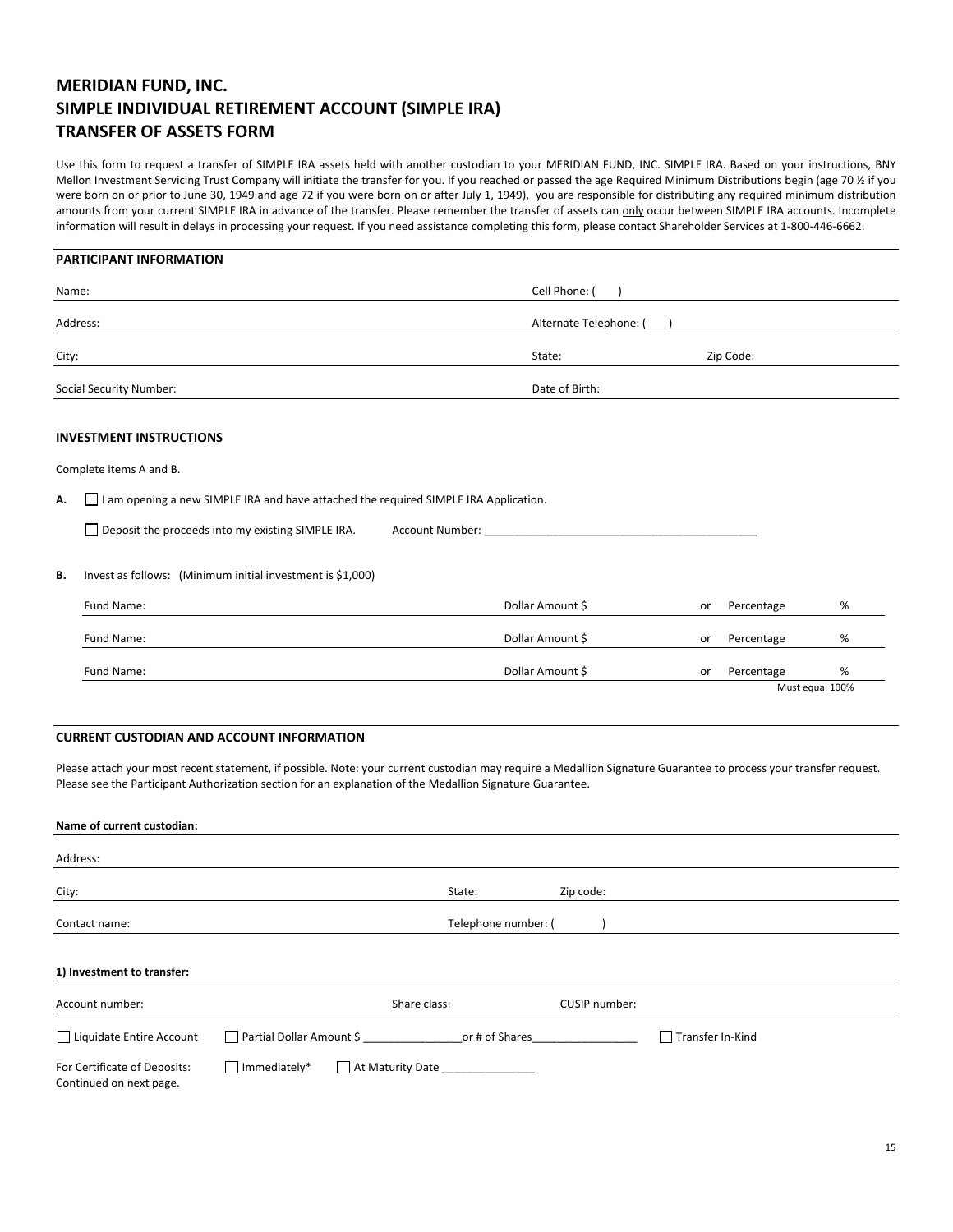# MERIDIAN FUND, INC.
# SIMPLE INDIVIDUAL RETIREMENT ACCOUNT (SIMPLE IRA)
# TRANSFER OF ASSETS FORM

Use this form to request a transfer of SIMPLE IRA assets held with another custodian to your MERIDIAN FUND, INC. SIMPLE IRA. Based on your instructions, BNY Mellon Investment Servicing Trust Company will initiate the transfer for you. If you reached or passed the age Required Minimum Distributions begin (age 70 ½ if you were born on or prior to June 30, 1949 and age 72 if you were born on or after July 1, 1949), you are responsible for distributing any required minimum distribution amounts from your current SIMPLE IRA in advance of the transfer. Please remember the transfer of assets can only occur between SIMPLE IRA accounts. Incomplete information will result in delays in processing your request. If you need assistance completing this form, please contact Shareholder Services at 1-800-446-6662.

## PARTICIPANT INFORMATION

Name: ____________________ Cell Phone: ( )

Address: ____________________ Alternate Telephone: ( )

City: ____________________ State: __________ Zip Code: __________

Social Security Number: ____________________ Date of Birth: __________

## INVESTMENT INSTRUCTIONS

Complete items A and B.

**A.** ☐ I am opening a new SIMPLE IRA and have attached the required SIMPLE IRA Application.

☐ Deposit the proceeds into my existing SIMPLE IRA. Account Number: ____________________________________________

**B.** Invest as follows: (Minimum initial investment is $1,000)

Fund Name: ____________________ Dollar Amount $ __________ or Percentage ______ %

Fund Name: ____________________ Dollar Amount $ __________ or Percentage ______ %

Fund Name: ____________________ Dollar Amount $ __________ or Percentage ______ %

Must equal 100%

## CURRENT CUSTODIAN AND ACCOUNT INFORMATION

Please attach your most recent statement, if possible. Note: your current custodian may require a Medallion Signature Guarantee to process your transfer request. Please see the Participant Authorization section for an explanation of the Medallion Signature Guarantee.

**Name of current custodian:** ____________________

Address: ____________________

City: ____________________ State: __________ Zip code: __________

Contact name: ____________________ Telephone number: ( )

**1) Investment to transfer:**

Account number: __________ Share class: __________ CUSIP number: __________

☐ Liquidate Entire Account ☐ Partial Dollar Amount $ ________________ or # of Shares_________________ ☐ Transfer In-Kind

For Certificate of Deposits: ☐ Immediately* ☐ At Maturity Date _______________

Continued on next page.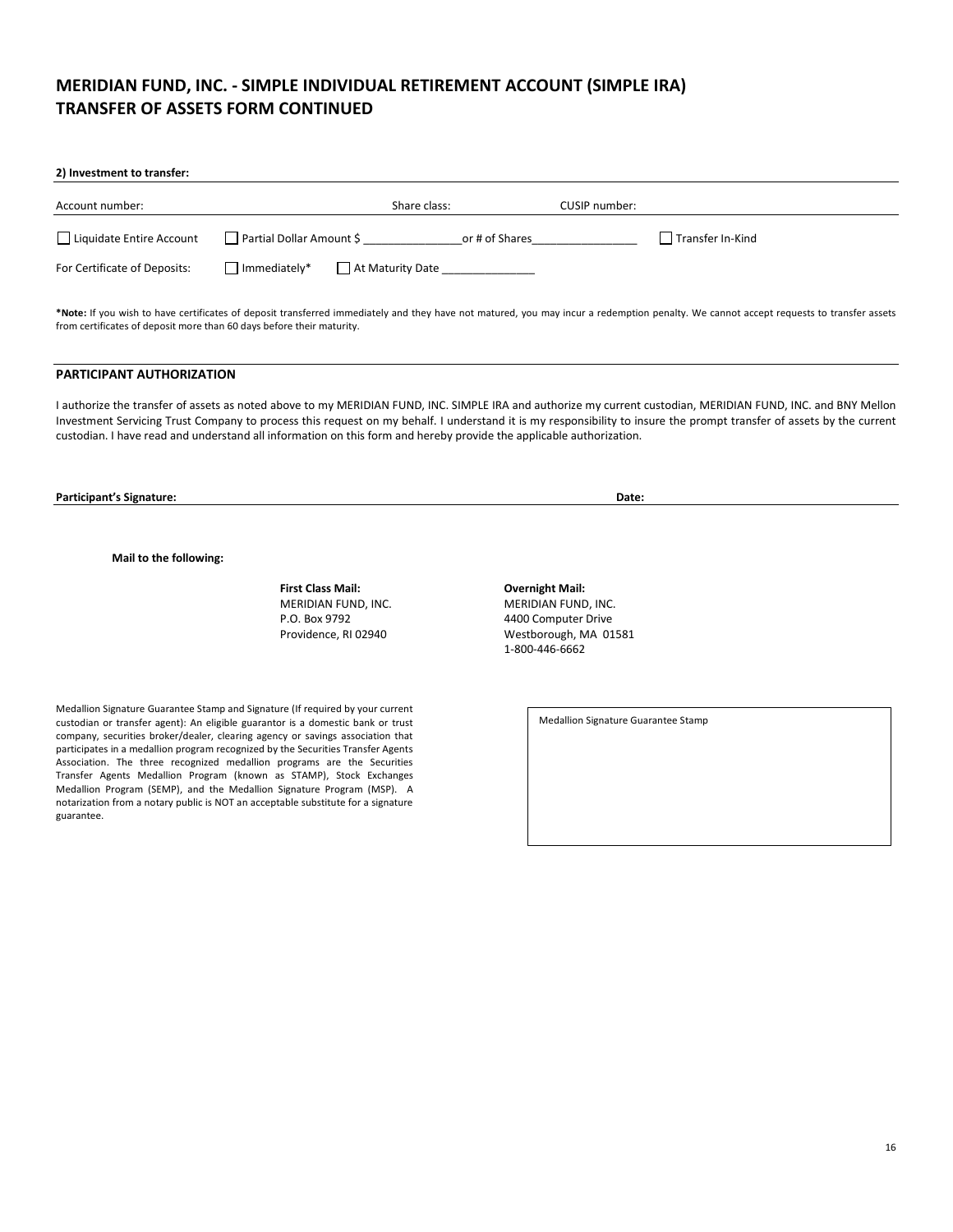# MERIDIAN FUND, INC. - SIMPLE INDIVIDUAL RETIREMENT ACCOUNT (SIMPLE IRA) TRANSFER OF ASSETS FORM CONTINUED

**2) Investment to transfer:**

Account number: Share class: CUSIP number:

☐ Liquidate Entire Account ☐ Partial Dollar Amount $ _______________or # of Shares________________ ☐ Transfer In-Kind

For Certificate of Deposits: ☐ Immediately* ☐ At Maturity Date ______________

***Note:** If you wish to have certificates of deposit transferred immediately and they have not matured, you may incur a redemption penalty. We cannot accept requests to transfer assets from certificates of deposit more than 60 days before their maturity.

## PARTICIPANT AUTHORIZATION

I authorize the transfer of assets as noted above to my MERIDIAN FUND, INC. SIMPLE IRA and authorize my current custodian, MERIDIAN FUND, INC. and BNY Mellon Investment Servicing Trust Company to process this request on my behalf. I understand it is my responsibility to insure the prompt transfer of assets by the current custodian. I have read and understand all information on this form and hereby provide the applicable authorization.

**Participant's Signature:** **Date:**

**Mail to the following:**

**First Class Mail:**
MERIDIAN FUND, INC.
P.O. Box 9792
Providence, RI 02940

**Overnight Mail:**
MERIDIAN FUND, INC.
4400 Computer Drive
Westborough, MA 01581
1-800-446-6662

Medallion Signature Guarantee Stamp and Signature (If required by your current custodian or transfer agent): An eligible guarantor is a domestic bank or trust company, securities broker/dealer, clearing agency or savings association that participates in a medallion program recognized by the Securities Transfer Agents Association. The three recognized medallion programs are the Securities Transfer Agents Medallion Program (known as STAMP), Stock Exchanges Medallion Program (SEMP), and the Medallion Signature Program (MSP). A notarization from a notary public is NOT an acceptable substitute for a signature guarantee.

Medallion Signature Guarantee Stamp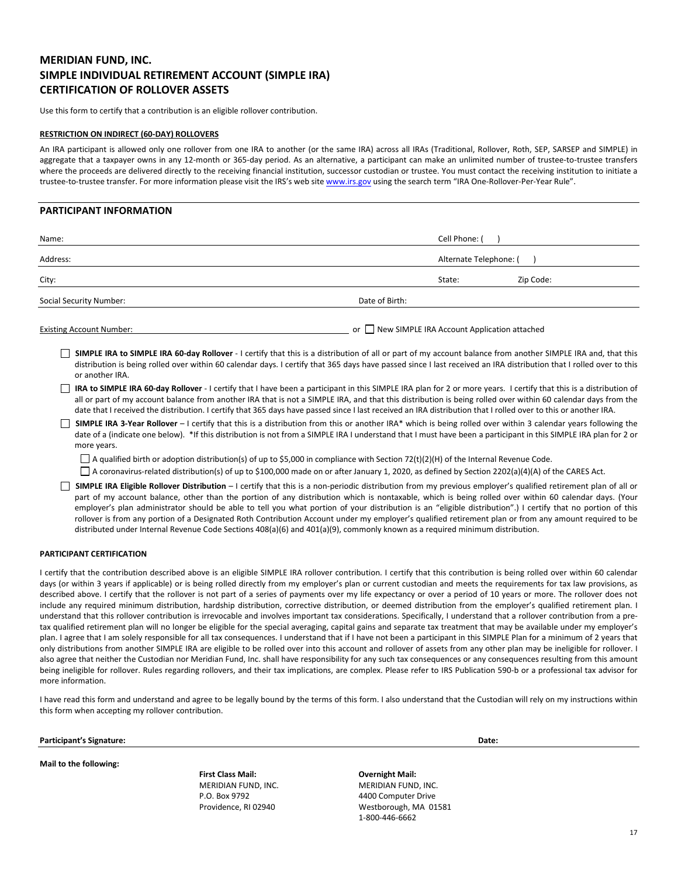# MERIDIAN FUND, INC.
# SIMPLE INDIVIDUAL RETIREMENT ACCOUNT (SIMPLE IRA)
# CERTIFICATION OF ROLLOVER ASSETS

Use this form to certify that a contribution is an eligible rollover contribution.

**RESTRICTION ON INDIRECT (60-DAY) ROLLOVERS**

An IRA participant is allowed only one rollover from one IRA to another (or the same IRA) across all IRAs (Traditional, Rollover, Roth, SEP, SARSEP and SIMPLE) in aggregate that a taxpayer owns in any 12-month or 365-day period. As an alternative, a participant can make an unlimited number of trustee-to-trustee transfers where the proceeds are delivered directly to the receiving financial institution, successor custodian or trustee. You must contact the receiving institution to initiate a trustee-to-trustee transfer. For more information please visit the IRS's web site www.irs.gov using the search term "IRA One-Rollover-Per-Year Rule".

## PARTICIPANT INFORMATION

Name: ______________________ Cell Phone: (    )

Address: ______________________ Alternate Telephone: (    )

City: ______________________ State: ________ Zip Code: ________

Social Security Number: ______________________ Date of Birth: ______________________

Existing Account Number: ______________________ or ☐ New SIMPLE IRA Account Application attached

☐ **SIMPLE IRA to SIMPLE IRA 60-day Rollover** - I certify that this is a distribution of all or part of my account balance from another SIMPLE IRA and, that this distribution is being rolled over within 60 calendar days. I certify that 365 days have passed since I last received an IRA distribution that I rolled over to this or another IRA.

☐ **IRA to SIMPLE IRA 60-day Rollover** - I certify that I have been a participant in this SIMPLE IRA plan for 2 or more years. I certify that this is a distribution of all or part of my account balance from another IRA that is not a SIMPLE IRA, and that this distribution is being rolled over within 60 calendar days from the date that I received the distribution. I certify that 365 days have passed since I last received an IRA distribution that I rolled over to this or another IRA.

☐ **SIMPLE IRA 3-Year Rollover** – I certify that this is a distribution from this or another IRA* which is being rolled over within 3 calendar years following the date of a (indicate one below). *If this distribution is not from a SIMPLE IRA I understand that I must have been a participant in this SIMPLE IRA plan for 2 or more years.

- ☐ A qualified birth or adoption distribution(s) of up to $5,000 in compliance with Section 72(t)(2)(H) of the Internal Revenue Code.
- ☐ A coronavirus-related distribution(s) of up to $100,000 made on or after January 1, 2020, as defined by Section 2202(a)(4)(A) of the CARES Act.

☐ **SIMPLE IRA Eligible Rollover Distribution** – I certify that this is a non-periodic distribution from my previous employer's qualified retirement plan of all or part of my account balance, other than the portion of any distribution which is nontaxable, which is being rolled over within 60 calendar days. (Your employer's plan administrator should be able to tell you what portion of your distribution is an "eligible distribution".) I certify that no portion of this rollover is from any portion of a Designated Roth Contribution Account under my employer's qualified retirement plan or from any amount required to be distributed under Internal Revenue Code Sections 408(a)(6) and 401(a)(9), commonly known as a required minimum distribution.

**PARTICIPANT CERTIFICATION**

I certify that the contribution described above is an eligible SIMPLE IRA rollover contribution. I certify that this contribution is being rolled over within 60 calendar days (or within 3 years if applicable) or is being rolled directly from my employer's plan or current custodian and meets the requirements for tax law provisions, as described above. I certify that the rollover is not part of a series of payments over my life expectancy or over a period of 10 years or more. The rollover does not include any required minimum distribution, hardship distribution, corrective distribution, or deemed distribution from the employer's qualified retirement plan. I understand that this rollover contribution is irrevocable and involves important tax considerations. Specifically, I understand that a rollover contribution from a pre-tax qualified retirement plan will no longer be eligible for the special averaging, capital gains and separate tax treatment that may be available under my employer's plan. I agree that I am solely responsible for all tax consequences. I understand that if I have not been a participant in this SIMPLE Plan for a minimum of 2 years that only distributions from another SIMPLE IRA are eligible to be rolled over into this account and rollover of assets from any other plan may be ineligible for rollover. I also agree that neither the Custodian nor Meridian Fund, Inc. shall have responsibility for any such tax consequences or any consequences resulting from this amount being ineligible for rollover. Rules regarding rollovers, and their tax implications, are complex. Please refer to IRS Publication 590-b or a professional tax advisor for more information.

I have read this form and understand and agree to be legally bound by the terms of this form. I also understand that the Custodian will rely on my instructions within this form when accepting my rollover contribution.

**Participant's Signature:** ______________________ **Date:** ______________________

**Mail to the following:**

**First Class Mail:**
MERIDIAN FUND, INC.
P.O. Box 9792
Providence, RI 02940

**Overnight Mail:**
MERIDIAN FUND, INC.
4400 Computer Drive
Westborough, MA 01581
1-800-446-6662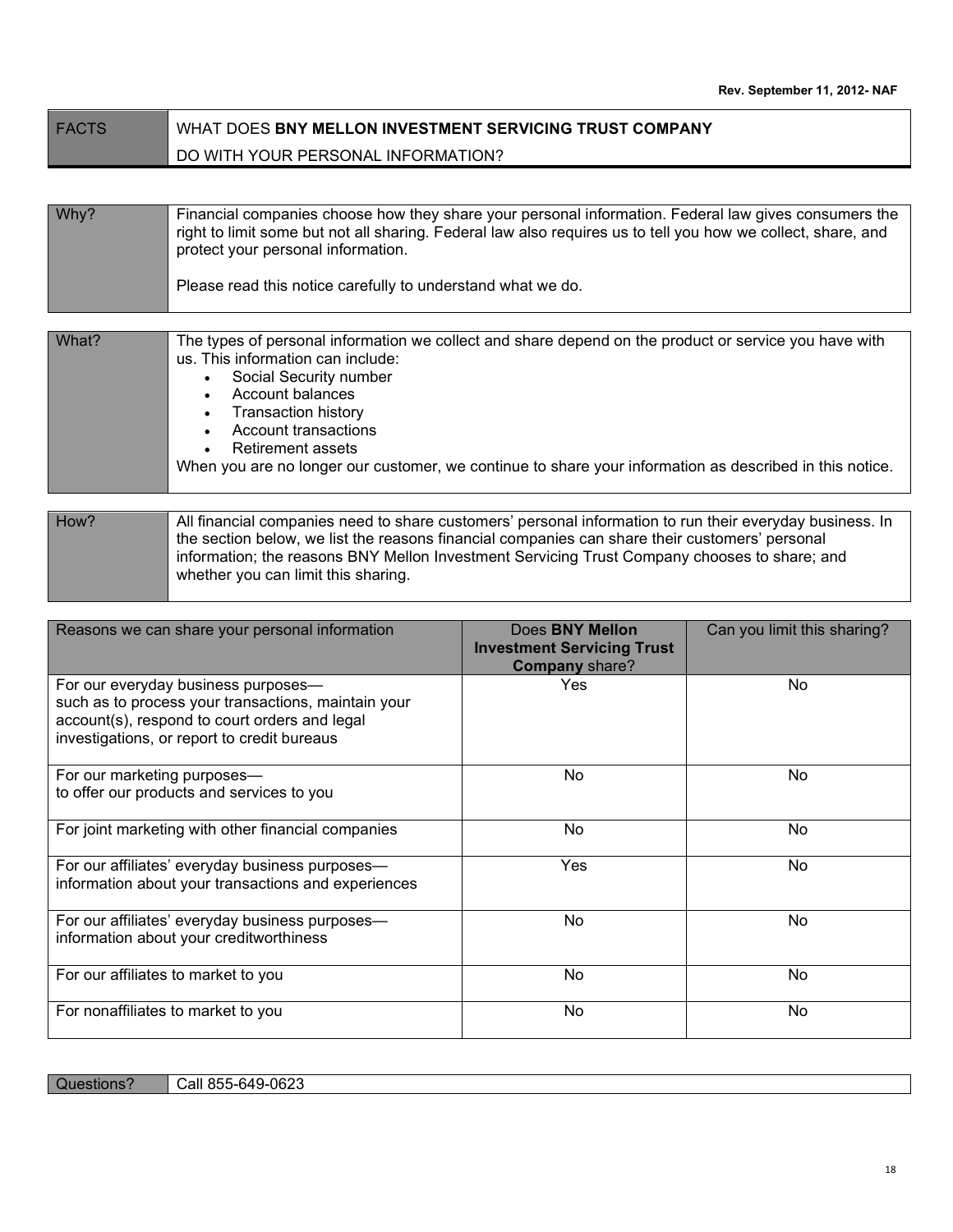Rev. September 11, 2012- NAF

| FACTS | WHAT DOES **BNY MELLON INVESTMENT SERVICING TRUST COMPANY** DO WITH YOUR PERSONAL INFORMATION? |
|---|---|

| Why? | Financial companies choose how they share your personal information. Federal law gives consumers the right to limit some but not all sharing. Federal law also requires us to tell you how we collect, share, and protect your personal information.<br><br>Please read this notice carefully to understand what we do. |
|---|---|

| What? | The types of personal information we collect and share depend on the product or service you have with us. This information can include:<br>• Social Security number<br>• Account balances<br>• Transaction history<br>• Account transactions<br>• Retirement assets<br>When you are no longer our customer, we continue to share your information as described in this notice. |
|---|---|

| How? | All financial companies need to share customers' personal information to run their everyday business. In the section below, we list the reasons financial companies can share their customers' personal information; the reasons BNY Mellon Investment Servicing Trust Company chooses to share; and whether you can limit this sharing. |
|---|---|

| Reasons we can share your personal information | Does **BNY Mellon Investment Servicing Trust Company** share? | Can you limit this sharing? |
|---|---|---|
| For our everyday business purposes— such as to process your transactions, maintain your account(s), respond to court orders and legal investigations, or report to credit bureaus | Yes | No |
| For our marketing purposes— to offer our products and services to you | No | No |
| For joint marketing with other financial companies | No | No |
| For our affiliates' everyday business purposes— information about your transactions and experiences | Yes | No |
| For our affiliates' everyday business purposes— information about your creditworthiness | No | No |
| For our affiliates to market to you | No | No |
| For nonaffiliates to market to you | No | No |

| Questions? | Call 855-649-0623 |
|---|---|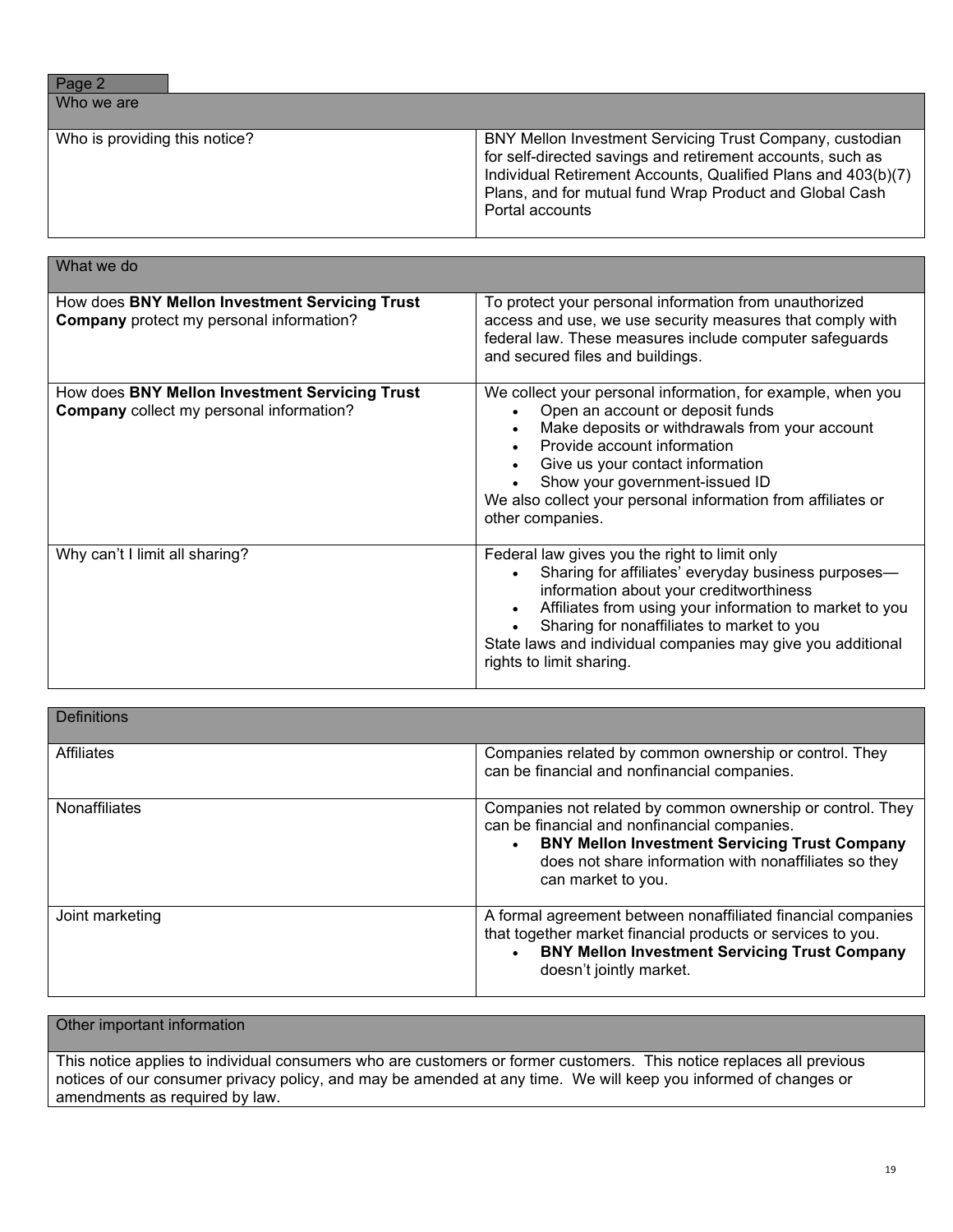Page 2

| Who we are | |
|---|---|
| Who is providing this notice? | BNY Mellon Investment Servicing Trust Company, custodian for self-directed savings and retirement accounts, such as Individual Retirement Accounts, Qualified Plans and 403(b)(7) Plans, and for mutual fund Wrap Product and Global Cash Portal accounts |

| What we do | |
|---|---|
| How does **BNY Mellon Investment Servicing Trust Company** protect my personal information? | To protect your personal information from unauthorized access and use, we use security measures that comply with federal law. These measures include computer safeguards and secured files and buildings. |
| How does **BNY Mellon Investment Servicing Trust Company** collect my personal information? | We collect your personal information, for example, when you<br>• Open an account or deposit funds<br>• Make deposits or withdrawals from your account<br>• Provide account information<br>• Give us your contact information<br>• Show your government-issued ID<br>We also collect your personal information from affiliates or other companies. |
| Why can't I limit all sharing? | Federal law gives you the right to limit only<br>• Sharing for affiliates' everyday business purposes—information about your creditworthiness<br>• Affiliates from using your information to market to you<br>• Sharing for nonaffiliates to market to you<br>State laws and individual companies may give you additional rights to limit sharing. |

| Definitions | |
|---|---|
| Affiliates | Companies related by common ownership or control. They can be financial and nonfinancial companies. |
| Nonaffiliates | Companies not related by common ownership or control. They can be financial and nonfinancial companies.<br>• **BNY Mellon Investment Servicing Trust Company** does not share information with nonaffiliates so they can market to you. |
| Joint marketing | A formal agreement between nonaffiliated financial companies that together market financial products or services to you.<br>• **BNY Mellon Investment Servicing Trust Company** doesn't jointly market. |

| Other important information |
|---|
| This notice applies to individual consumers who are customers or former customers. This notice replaces all previous notices of our consumer privacy policy, and may be amended at any time. We will keep you informed of changes or amendments as required by law. |